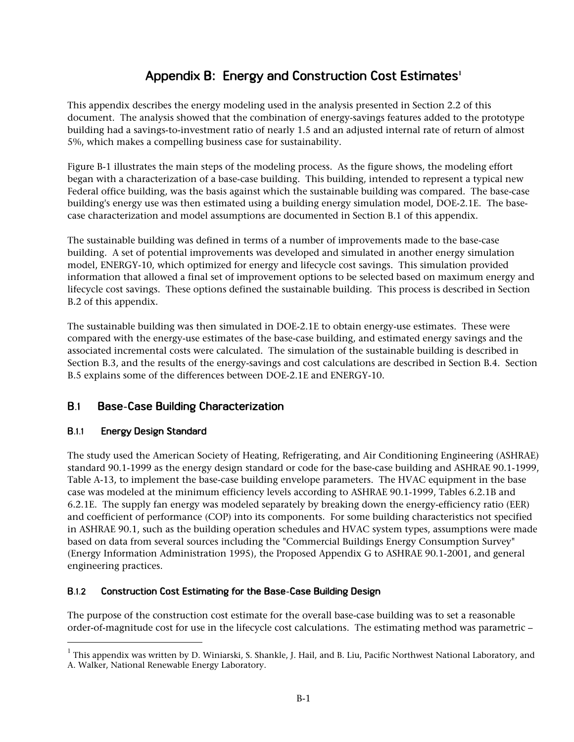# Appendix B: Energy and Construction Cost Estimates[1]

This appendix describes the energy modeling used in the analysis presented in Section 2.2 of this document. The analysis showed that the combination of energy-savings features added to the prototype building had a savings-to-investment ratio of nearly 1.5 and an adjusted internal rate of return of almost 5%, which makes a compelling business case for sustainability.

Figure B-1 illustrates the main steps of the modeling process. As the figure shows, the modeling effort began with a characterization of a base-case building. This building, intended to represent a typical new Federal office building, was the basis against which the sustainable building was compared. The base-case building's energy use was then estimated using a building energy simulation model, DOE-2.1E. The base-case characterization and model assumptions are documented in Section B.1 of this appendix.

The sustainable building was defined in terms of a number of improvements made to the base-case building. A set of potential improvements was developed and simulated in another energy simulation model, ENERGY-10, which optimized for energy and lifecycle cost savings. This simulation provided information that allowed a final set of improvement options to be selected based on maximum energy and lifecycle cost savings. These options defined the sustainable building. This process is described in Section B.2 of this appendix.

The sustainable building was then simulated in DOE-2.1E to obtain energy-use estimates. These were compared with the energy-use estimates of the base-case building, and estimated energy savings and the associated incremental costs were calculated. The simulation of the sustainable building is described in Section B.3, and the results of the energy-savings and cost calculations are described in Section B.4. Section B.5 explains some of the differences between DOE-2.1E and ENERGY-10.

## B.1 Base-Case Building Characterization

### B.1.1 Energy Design Standard

The study used the American Society of Heating, Refrigerating, and Air Conditioning Engineering (ASHRAE) standard 90.1-1999 as the energy design standard or code for the base-case building and ASHRAE 90.1-1999, Table A-13, to implement the base-case building envelope parameters. The HVAC equipment in the base case was modeled at the minimum efficiency levels according to ASHRAE 90.1-1999, Tables 6.2.1B and 6.2.1E. The supply fan energy was modeled separately by breaking down the energy-efficiency ratio (EER) and coefficient of performance (COP) into its components. For some building characteristics not specified in ASHRAE 90.1, such as the building operation schedules and HVAC system types, assumptions were made based on data from several sources including the "Commercial Buildings Energy Consumption Survey" (Energy Information Administration 1995), the Proposed Appendix G to ASHRAE 90.1-2001, and general engineering practices.

### B.1.2 Construction Cost Estimating for the Base-Case Building Design

The purpose of the construction cost estimate for the overall base-case building was to set a reasonable order-of-magnitude cost for use in the lifecycle cost calculations. The estimating method was parametric –

[1] This appendix was written by D. Winiarski, S. Shankle, J. Hail, and B. Liu, Pacific Northwest National Laboratory, and A. Walker, National Renewable Energy Laboratory.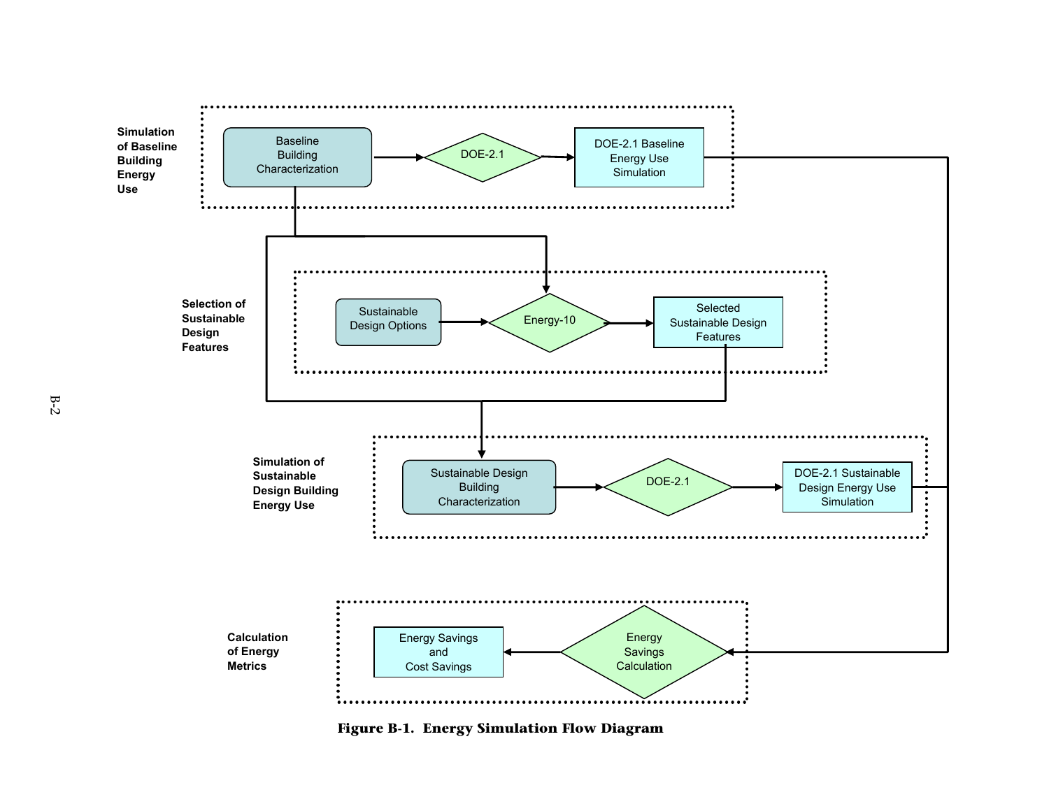**Simulation of Baseline Building Energy Use**

Baseline Building Characterization → DOE-2.1 → DOE-2.1 Baseline Energy Use Simulation

**Selection of Sustainable Design Features**

Sustainable Design Options → Energy-10 → Selected Sustainable Design Features

**Simulation of Sustainable Design Building Energy Use**

Sustainable Design Building Characterization → DOE-2.1 → DOE-2.1 Sustainable Design Energy Use Simulation

**Calculation of Energy Metrics**

Energy Savings Calculation → Energy Savings and Cost Savings

**Figure B-1. Energy Simulation Flow Diagram**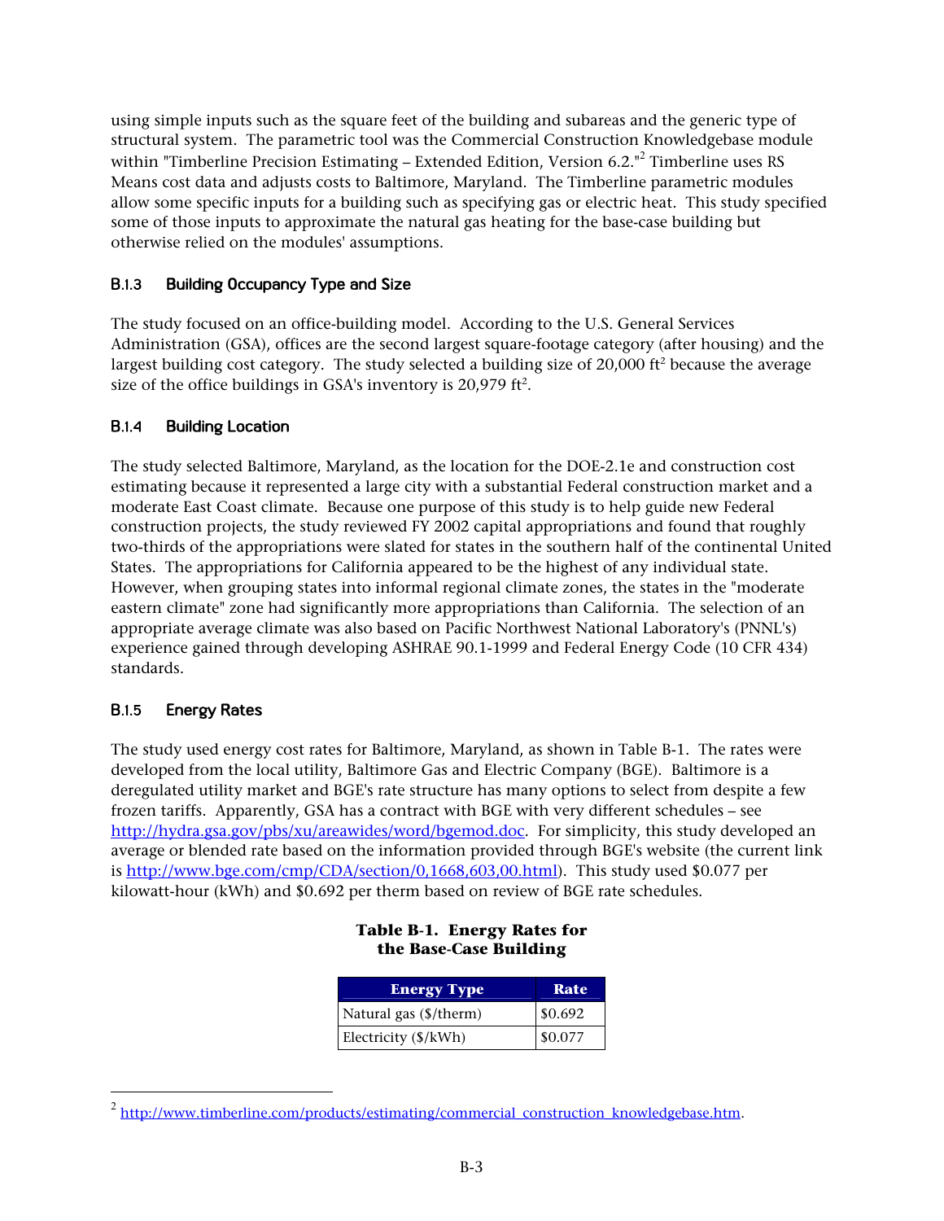using simple inputs such as the square feet of the building and subareas and the generic type of structural system. The parametric tool was the Commercial Construction Knowledgebase module within "Timberline Precision Estimating – Extended Edition, Version 6.2."[2] Timberline uses RS Means cost data and adjusts costs to Baltimore, Maryland. The Timberline parametric modules allow some specific inputs for a building such as specifying gas or electric heat. This study specified some of those inputs to approximate the natural gas heating for the base-case building but otherwise relied on the modules' assumptions.

### B.1.3 Building Occupancy Type and Size

The study focused on an office-building model. According to the U.S. General Services Administration (GSA), offices are the second largest square-footage category (after housing) and the largest building cost category. The study selected a building size of 20,000 ft$^2$ because the average size of the office buildings in GSA's inventory is 20,979 ft$^2$.

### B.1.4 Building Location

The study selected Baltimore, Maryland, as the location for the DOE-2.1e and construction cost estimating because it represented a large city with a substantial Federal construction market and a moderate East Coast climate. Because one purpose of this study is to help guide new Federal construction projects, the study reviewed FY 2002 capital appropriations and found that roughly two-thirds of the appropriations were slated for states in the southern half of the continental United States. The appropriations for California appeared to be the highest of any individual state. However, when grouping states into informal regional climate zones, the states in the "moderate eastern climate" zone had significantly more appropriations than California. The selection of an appropriate average climate was also based on Pacific Northwest National Laboratory's (PNNL's) experience gained through developing ASHRAE 90.1-1999 and Federal Energy Code (10 CFR 434) standards.

### B.1.5 Energy Rates

The study used energy cost rates for Baltimore, Maryland, as shown in Table B-1. The rates were developed from the local utility, Baltimore Gas and Electric Company (BGE). Baltimore is a deregulated utility market and BGE's rate structure has many options to select from despite a few frozen tariffs. Apparently, GSA has a contract with BGE with very different schedules – see http://hydra.gsa.gov/pbs/xu/areawides/word/bgemod.doc. For simplicity, this study developed an average or blended rate based on the information provided through BGE's website (the current link is http://www.bge.com/cmp/CDA/section/0,1668,603,00.html). This study used $0.077 per kilowatt-hour (kWh) and $0.692 per therm based on review of BGE rate schedules.

**Table B-1. Energy Rates for the Base-Case Building**

| Energy Type | Rate |
|---|---|
| Natural gas ($/therm) | $0.692 |
| Electricity ($/kWh) | $0.077 |

[2] http://www.timberline.com/products/estimating/commercial_construction_knowledgebase.htm.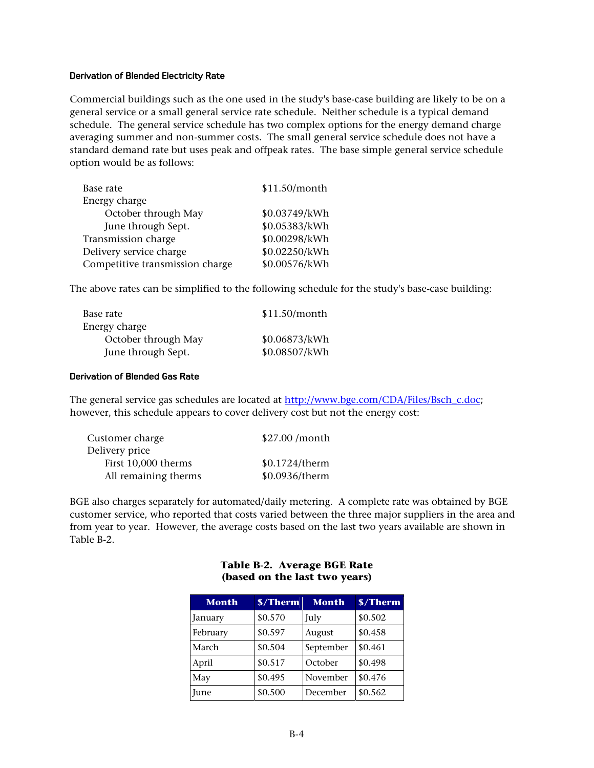#### Derivation of Blended Electricity Rate

Commercial buildings such as the one used in the study's base-case building are likely to be on a general service or a small general service rate schedule. Neither schedule is a typical demand schedule. The general service schedule has two complex options for the energy demand charge averaging summer and non-summer costs. The small general service schedule does not have a standard demand rate but uses peak and offpeak rates. The base simple general service schedule option would be as follows:

| | |
|---|---|
| Base rate | $11.50/month |
| Energy charge | |
| October through May | $0.03749/kWh |
| June through Sept. | $0.05383/kWh |
| Transmission charge | $0.00298/kWh |
| Delivery service charge | $0.02250/kWh |
| Competitive transmission charge | $0.00576/kWh |

The above rates can be simplified to the following schedule for the study's base-case building:

| | |
|---|---|
| Base rate | $11.50/month |
| Energy charge | |
| October through May | $0.06873/kWh |
| June through Sept. | $0.08507/kWh |

#### Derivation of Blended Gas Rate

The general service gas schedules are located at [http://www.bge.com/CDA/Files/Bsch_c.doc](http://www.bge.com/CDA/Files/Bsch_c.doc); however, this schedule appears to cover delivery cost but not the energy cost:

| | |
|---|---|
| Customer charge | $27.00 /month |
| Delivery price | |
| First 10,000 therms | $0.1724/therm |
| All remaining therms | $0.0936/therm |

BGE also charges separately for automated/daily metering. A complete rate was obtained by BGE customer service, who reported that costs varied between the three major suppliers in the area and from year to year. However, the average costs based on the last two years available are shown in Table B-2.

**Table B-2. Average BGE Rate (based on the last two years)**

| Month | $/Therm | Month | $/Therm |
|---|---|---|---|
| January | $0.570 | July | $0.502 |
| February | $0.597 | August | $0.458 |
| March | $0.504 | September | $0.461 |
| April | $0.517 | October | $0.498 |
| May | $0.495 | November | $0.476 |
| June | $0.500 | December | $0.562 |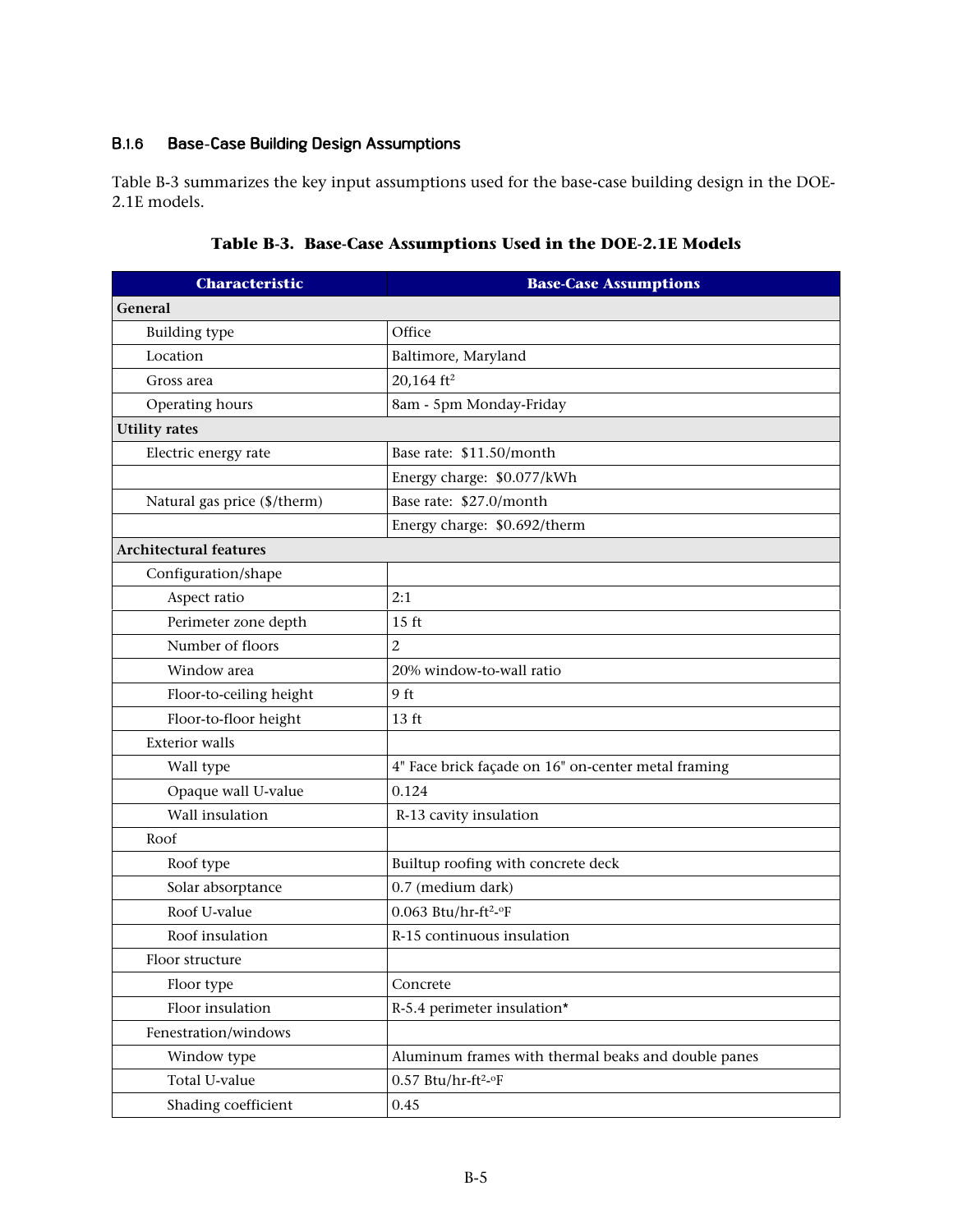### B.1.6 Base-Case Building Design Assumptions

Table B-3 summarizes the key input assumptions used for the base-case building design in the DOE-2.1E models.

**Table B-3. Base-Case Assumptions Used in the DOE-2.1E Models**

| Characteristic | Base-Case Assumptions |
|---|---|
| **General** | |
| Building type | Office |
| Location | Baltimore, Maryland |
| Gross area | 20,164 ft$^2$ |
| Operating hours | 8am - 5pm Monday-Friday |
| **Utility rates** | |
| Electric energy rate | Base rate: $11.50/month |
| | Energy charge: $0.077/kWh |
| Natural gas price ($/therm) | Base rate: $27.0/month |
| | Energy charge: $0.692/therm |
| **Architectural features** | |
| Configuration/shape | |
| Aspect ratio | 2:1 |
| Perimeter zone depth | 15 ft |
| Number of floors | 2 |
| Window area | 20% window-to-wall ratio |
| Floor-to-ceiling height | 9 ft |
| Floor-to-floor height | 13 ft |
| Exterior walls | |
| Wall type | 4" Face brick façade on 16" on-center metal framing |
| Opaque wall U-value | 0.124 |
| Wall insulation | R-13 cavity insulation |
| Roof | |
| Roof type | Builtup roofing with concrete deck |
| Solar absorptance | 0.7 (medium dark) |
| Roof U-value | 0.063 Btu/hr-ft$^2$-°F |
| Roof insulation | R-15 continuous insulation |
| Floor structure | |
| Floor type | Concrete |
| Floor insulation | R-5.4 perimeter insulation* |
| Fenestration/windows | |
| Window type | Aluminum frames with thermal beaks and double panes |
| Total U-value | 0.57 Btu/hr-ft$^2$-°F |
| Shading coefficient | 0.45 |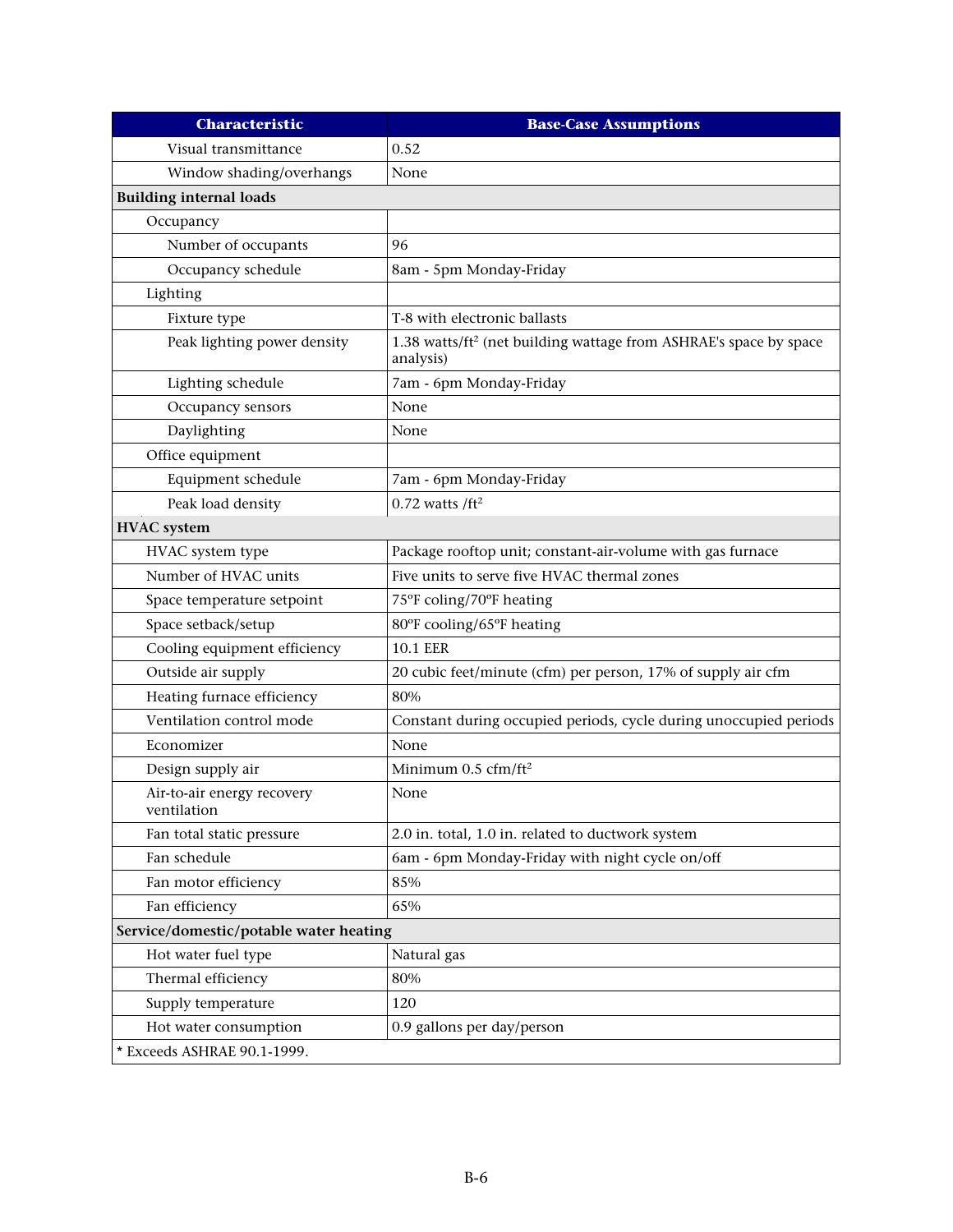| Characteristic | Base-Case Assumptions |
|---|---|
| Visual transmittance | 0.52 |
| Window shading/overhangs | None |
| **Building internal loads** | |
| Occupancy | |
| Number of occupants | 96 |
| Occupancy schedule | 8am - 5pm Monday-Friday |
| Lighting | |
| Fixture type | T-8 with electronic ballasts |
| Peak lighting power density | 1.38 watts/ft² (net building wattage from ASHRAE's space by space analysis) |
| Lighting schedule | 7am - 6pm Monday-Friday |
| Occupancy sensors | None |
| Daylighting | None |
| Office equipment | |
| Equipment schedule | 7am - 6pm Monday-Friday |
| Peak load density | 0.72 watts /ft² |
| **HVAC system** | |
| HVAC system type | Package rooftop unit; constant-air-volume with gas furnace |
| Number of HVAC units | Five units to serve five HVAC thermal zones |
| Space temperature setpoint | 75°F coling/70°F heating |
| Space setback/setup | 80°F cooling/65°F heating |
| Cooling equipment efficiency | 10.1 EER |
| Outside air supply | 20 cubic feet/minute (cfm) per person, 17% of supply air cfm |
| Heating furnace efficiency | 80% |
| Ventilation control mode | Constant during occupied periods, cycle during unoccupied periods |
| Economizer | None |
| Design supply air | Minimum 0.5 cfm/ft² |
| Air-to-air energy recovery ventilation | None |
| Fan total static pressure | 2.0 in. total, 1.0 in. related to ductwork system |
| Fan schedule | 6am - 6pm Monday-Friday with night cycle on/off |
| Fan motor efficiency | 85% |
| Fan efficiency | 65% |
| **Service/domestic/potable water heating** | |
| Hot water fuel type | Natural gas |
| Thermal efficiency | 80% |
| Supply temperature | 120 |
| Hot water consumption | 0.9 gallons per day/person |
| * Exceeds ASHRAE 90.1-1999. | |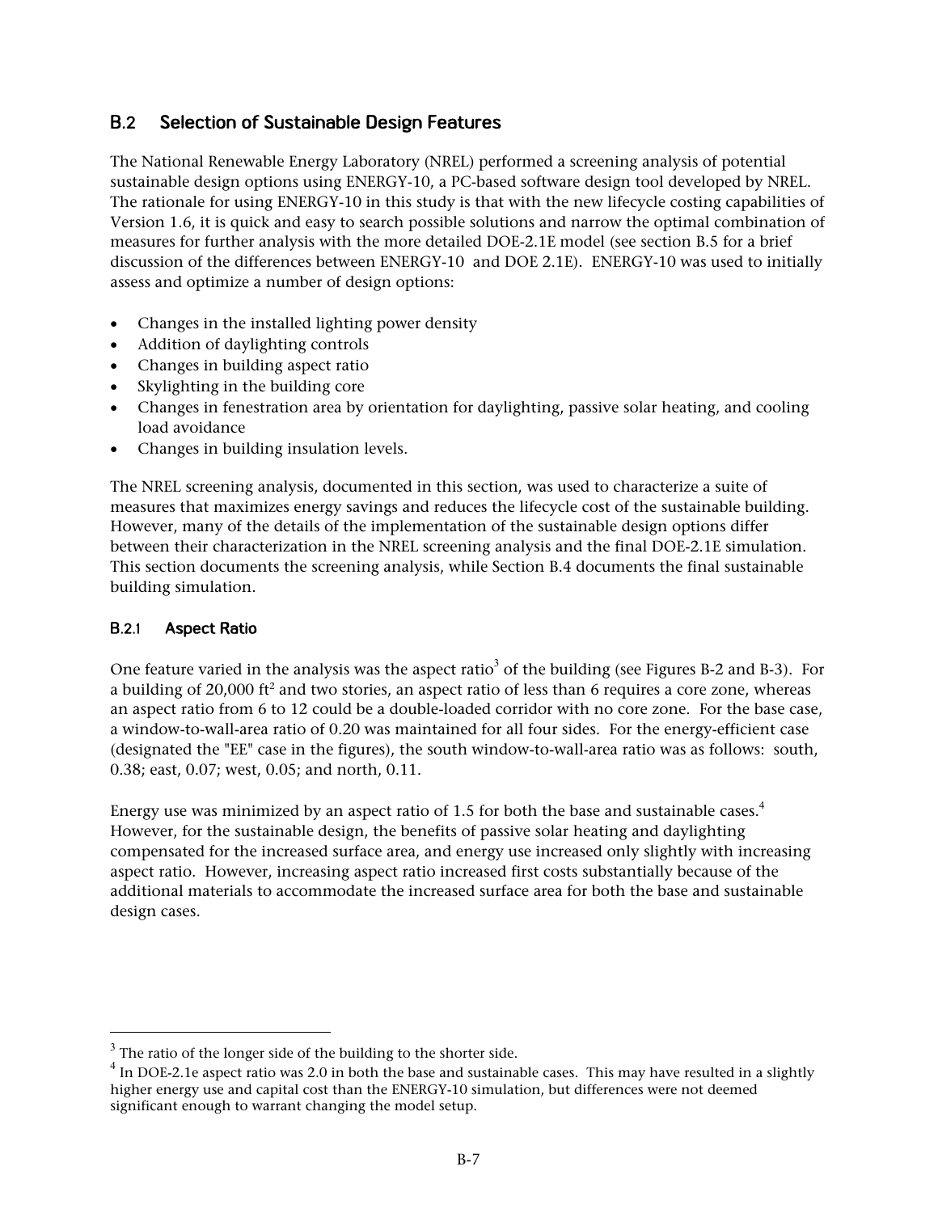## B.2 Selection of Sustainable Design Features

The National Renewable Energy Laboratory (NREL) performed a screening analysis of potential sustainable design options using ENERGY-10, a PC-based software design tool developed by NREL. The rationale for using ENERGY-10 in this study is that with the new lifecycle costing capabilities of Version 1.6, it is quick and easy to search possible solutions and narrow the optimal combination of measures for further analysis with the more detailed DOE-2.1E model (see section B.5 for a brief discussion of the differences between ENERGY-10 and DOE 2.1E). ENERGY-10 was used to initially assess and optimize a number of design options:

- Changes in the installed lighting power density
- Addition of daylighting controls
- Changes in building aspect ratio
- Skylighting in the building core
- Changes in fenestration area by orientation for daylighting, passive solar heating, and cooling load avoidance
- Changes in building insulation levels.

The NREL screening analysis, documented in this section, was used to characterize a suite of measures that maximizes energy savings and reduces the lifecycle cost of the sustainable building. However, many of the details of the implementation of the sustainable design options differ between their characterization in the NREL screening analysis and the final DOE-2.1E simulation. This section documents the screening analysis, while Section B.4 documents the final sustainable building simulation.

### B.2.1 Aspect Ratio

One feature varied in the analysis was the aspect ratio[3] of the building (see Figures B-2 and B-3). For a building of 20,000 $ft^2$ and two stories, an aspect ratio of less than 6 requires a core zone, whereas an aspect ratio from 6 to 12 could be a double-loaded corridor with no core zone. For the base case, a window-to-wall-area ratio of 0.20 was maintained for all four sides. For the energy-efficient case (designated the "EE" case in the figures), the south window-to-wall-area ratio was as follows: south, 0.38; east, 0.07; west, 0.05; and north, 0.11.

Energy use was minimized by an aspect ratio of 1.5 for both the base and sustainable cases.[4] However, for the sustainable design, the benefits of passive solar heating and daylighting compensated for the increased surface area, and energy use increased only slightly with increasing aspect ratio. However, increasing aspect ratio increased first costs substantially because of the additional materials to accommodate the increased surface area for both the base and sustainable design cases.

---

[3] The ratio of the longer side of the building to the shorter side.

[4] In DOE-2.1e aspect ratio was 2.0 in both the base and sustainable cases. This may have resulted in a slightly higher energy use and capital cost than the ENERGY-10 simulation, but differences were not deemed significant enough to warrant changing the model setup.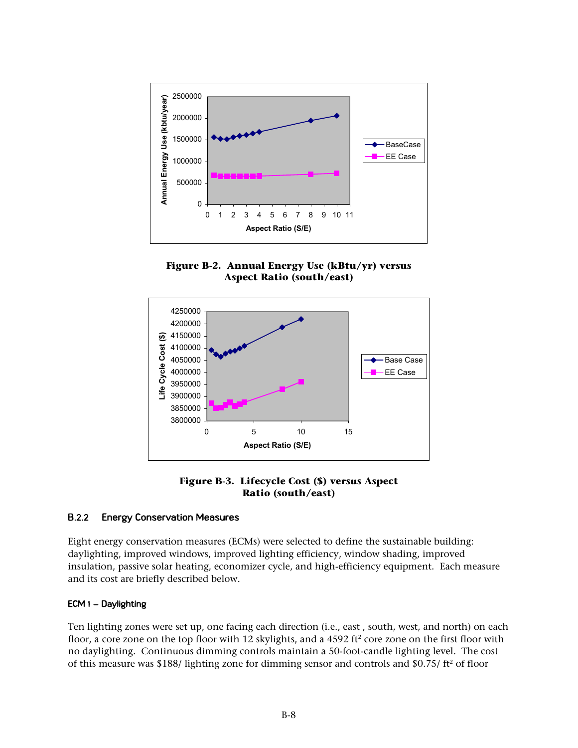**Figure B-2. Annual Energy Use (kBtu/yr) versus Aspect Ratio (south/east)**

**Figure B-3. Lifecycle Cost ($) versus Aspect Ratio (south/east)**

### B.2.2 Energy Conservation Measures

Eight energy conservation measures (ECMs) were selected to define the sustainable building: daylighting, improved windows, improved lighting efficiency, window shading, improved insulation, passive solar heating, economizer cycle, and high-efficiency equipment. Each measure and its cost are briefly described below.

#### ECM 1 – Daylighting

Ten lighting zones were set up, one facing each direction (i.e., east , south, west, and north) on each floor, a core zone on the top floor with 12 skylights, and a 4592 $ft^2$ core zone on the first floor with no daylighting. Continuous dimming controls maintain a 50-foot-candle lighting level. The cost of this measure was $188/ lighting zone for dimming sensor and controls and $0.75/ $ft^2$ of floor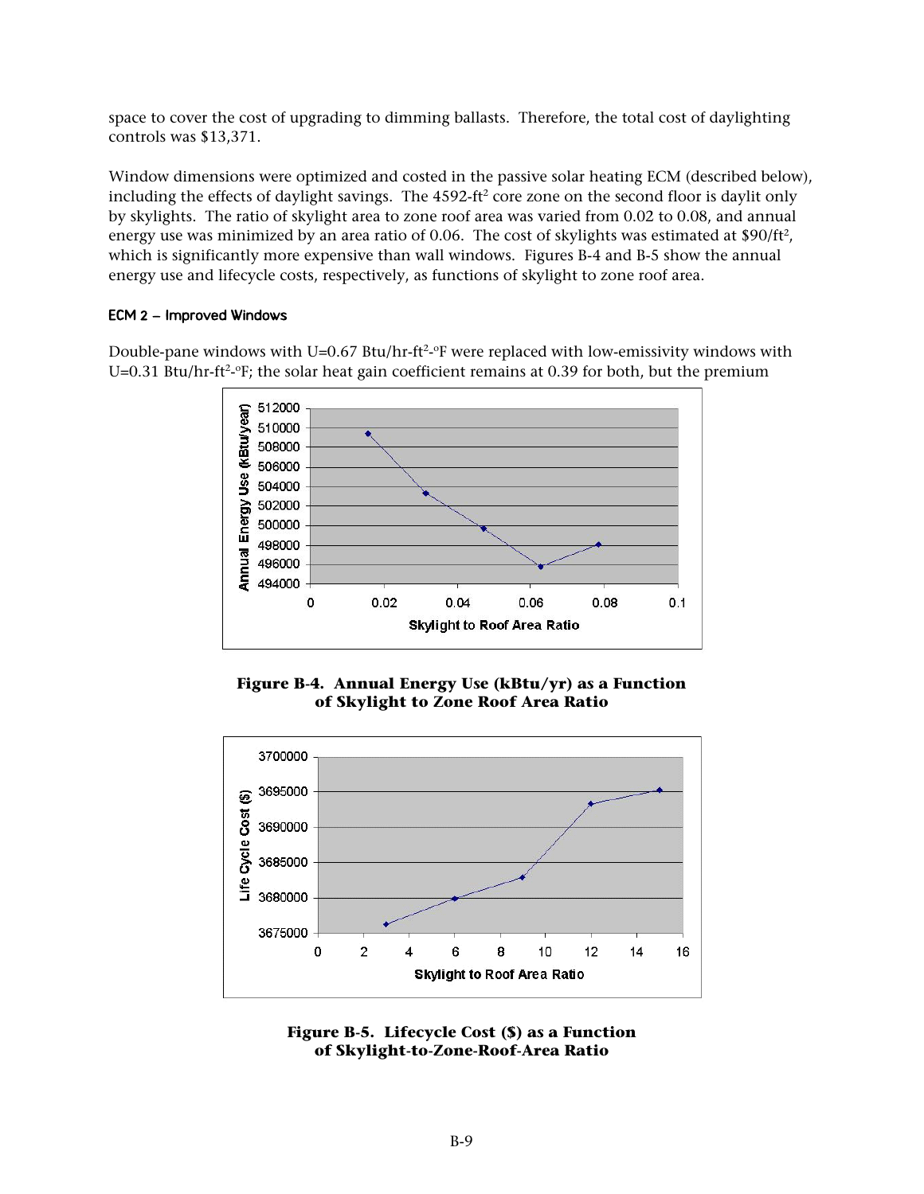space to cover the cost of upgrading to dimming ballasts. Therefore, the total cost of daylighting controls was $13,371.

Window dimensions were optimized and costed in the passive solar heating ECM (described below), including the effects of daylight savings. The 4592-ft² core zone on the second floor is daylit only by skylights. The ratio of skylight area to zone roof area was varied from 0.02 to 0.08, and annual energy use was minimized by an area ratio of 0.06. The cost of skylights was estimated at $90/ft², which is significantly more expensive than wall windows. Figures B-4 and B-5 show the annual energy use and lifecycle costs, respectively, as functions of skylight to zone roof area.

#### ECM 2 – Improved Windows

Double-pane windows with U=0.67 Btu/hr-ft²-°F were replaced with low-emissivity windows with U=0.31 Btu/hr-ft²-°F; the solar heat gain coefficient remains at 0.39 for both, but the premium

**Figure B-4. Annual Energy Use (kBtu/yr) as a Function of Skylight to Zone Roof Area Ratio**

**Figure B-5. Lifecycle Cost ($) as a Function of Skylight-to-Zone-Roof-Area Ratio**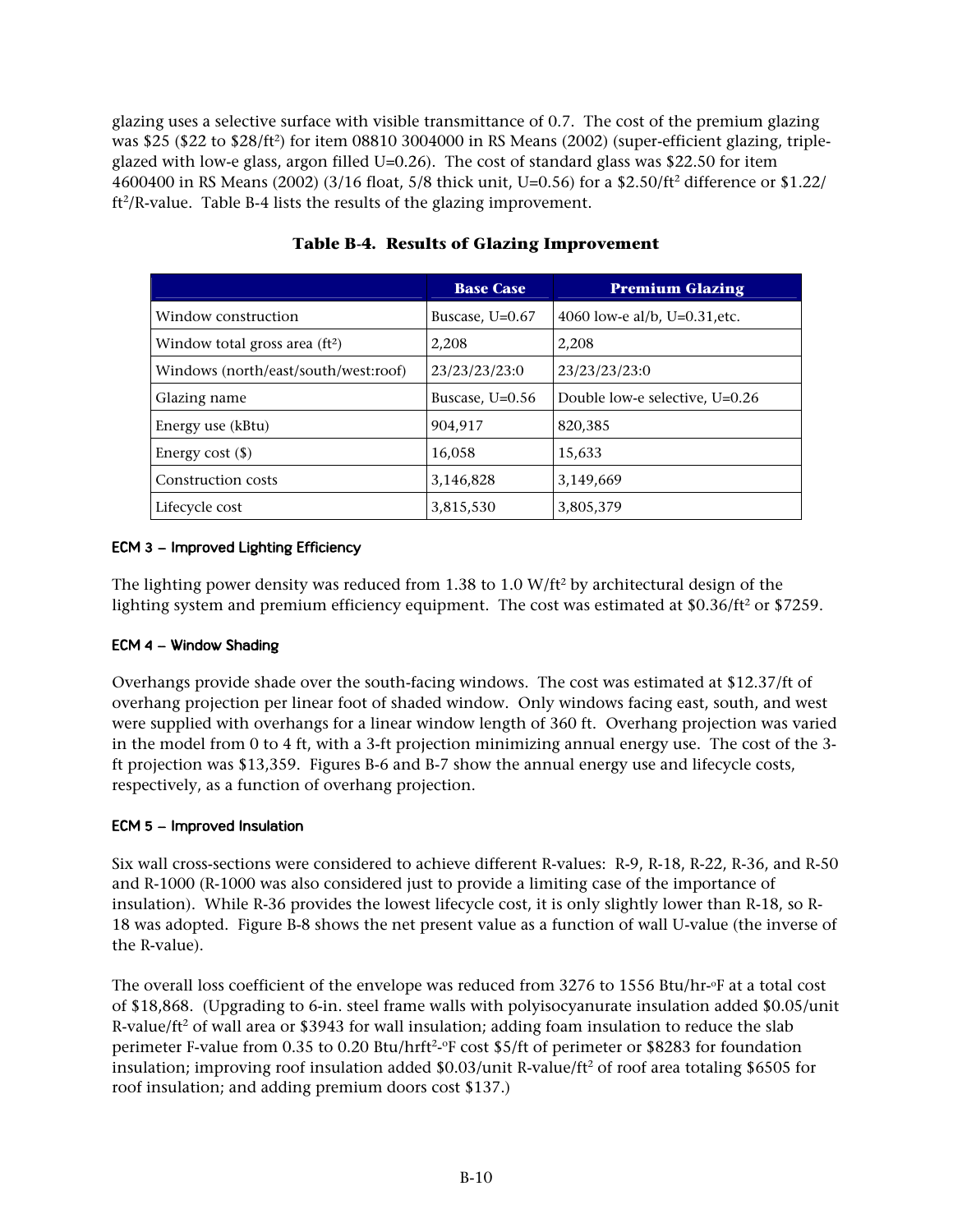glazing uses a selective surface with visible transmittance of 0.7. The cost of the premium glazing was $25 ($22 to $28/ft$^2$) for item 08810 3004000 in RS Means (2002) (super-efficient glazing, triple-glazed with low-e glass, argon filled U=0.26). The cost of standard glass was $22.50 for item 4600400 in RS Means (2002) (3/16 float, 5/8 thick unit, U=0.56) for a $2.50/ft$^2$ difference or $1.22/ ft$^2$/R-value. Table B-4 lists the results of the glazing improvement.

**Table B-4. Results of Glazing Improvement**

| | Base Case | Premium Glazing |
|---|---|---|
| Window construction | Buscase, U=0.67 | 4060 low-e al/b, U=0.31,etc. |
| Window total gross area (ft$^2$) | 2,208 | 2,208 |
| Windows (north/east/south/west:roof) | 23/23/23/23:0 | 23/23/23/23:0 |
| Glazing name | Buscase, U=0.56 | Double low-e selective, U=0.26 |
| Energy use (kBtu) | 904,917 | 820,385 |
| Energy cost ($) | 16,058 | 15,633 |
| Construction costs | 3,146,828 | 3,149,669 |
| Lifecycle cost | 3,815,530 | 3,805,379 |

#### ECM 3 – Improved Lighting Efficiency

The lighting power density was reduced from 1.38 to 1.0 W/ft$^2$ by architectural design of the lighting system and premium efficiency equipment. The cost was estimated at $0.36/ft$^2$ or $7259.

#### ECM 4 – Window Shading

Overhangs provide shade over the south-facing windows. The cost was estimated at $12.37/ft of overhang projection per linear foot of shaded window. Only windows facing east, south, and west were supplied with overhangs for a linear window length of 360 ft. Overhang projection was varied in the model from 0 to 4 ft, with a 3-ft projection minimizing annual energy use. The cost of the 3-ft projection was $13,359. Figures B-6 and B-7 show the annual energy use and lifecycle costs, respectively, as a function of overhang projection.

#### ECM 5 – Improved Insulation

Six wall cross-sections were considered to achieve different R-values: R-9, R-18, R-22, R-36, and R-50 and R-1000 (R-1000 was also considered just to provide a limiting case of the importance of insulation). While R-36 provides the lowest lifecycle cost, it is only slightly lower than R-18, so R-18 was adopted. Figure B-8 shows the net present value as a function of wall U-value (the inverse of the R-value).

The overall loss coefficient of the envelope was reduced from 3276 to 1556 Btu/hr-°F at a total cost of $18,868. (Upgrading to 6-in. steel frame walls with polyisocyanurate insulation added $0.05/unit R-value/ft$^2$ of wall area or $3943 for wall insulation; adding foam insulation to reduce the slab perimeter F-value from 0.35 to 0.20 Btu/hrft$^2$-°F cost $5/ft of perimeter or $8283 for foundation insulation; improving roof insulation added $0.03/unit R-value/ft$^2$ of roof area totaling $6505 for roof insulation; and adding premium doors cost $137.)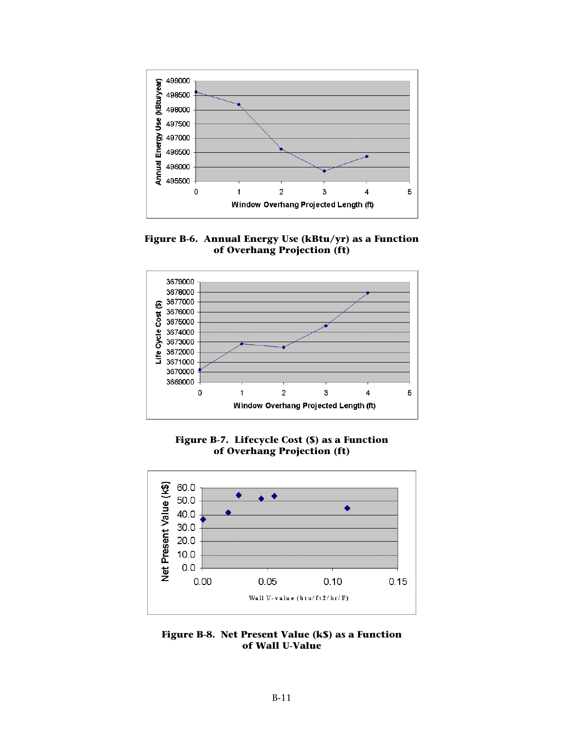**Figure B-6. Annual Energy Use (kBtu/yr) as a Function of Overhang Projection (ft)**

**Figure B-7. Lifecycle Cost ($) as a Function of Overhang Projection (ft)**

**Figure B-8. Net Present Value (k$) as a Function of Wall U-Value**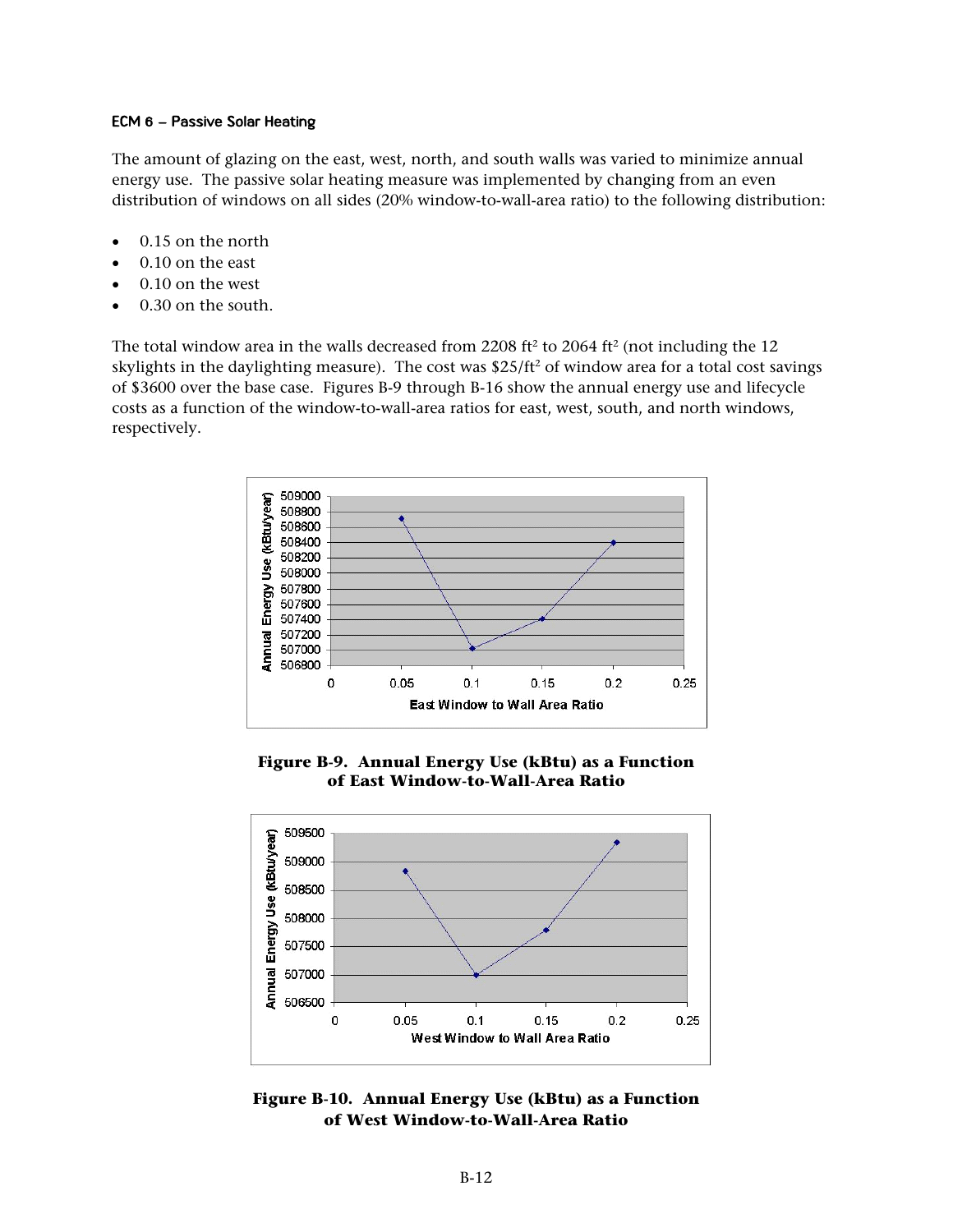#### ECM 6 – Passive Solar Heating

The amount of glazing on the east, west, north, and south walls was varied to minimize annual energy use. The passive solar heating measure was implemented by changing from an even distribution of windows on all sides (20% window-to-wall-area ratio) to the following distribution:

- 0.15 on the north
- 0.10 on the east
- 0.10 on the west
- 0.30 on the south.

The total window area in the walls decreased from 2208 ft² to 2064 ft² (not including the 12 skylights in the daylighting measure). The cost was $25/ft² of window area for a total cost savings of $3600 over the base case. Figures B-9 through B-16 show the annual energy use and lifecycle costs as a function of the window-to-wall-area ratios for east, west, south, and north windows, respectively.

**Figure B-9. Annual Energy Use (kBtu) as a Function of East Window-to-Wall-Area Ratio**

**Figure B-10. Annual Energy Use (kBtu) as a Function of West Window-to-Wall-Area Ratio**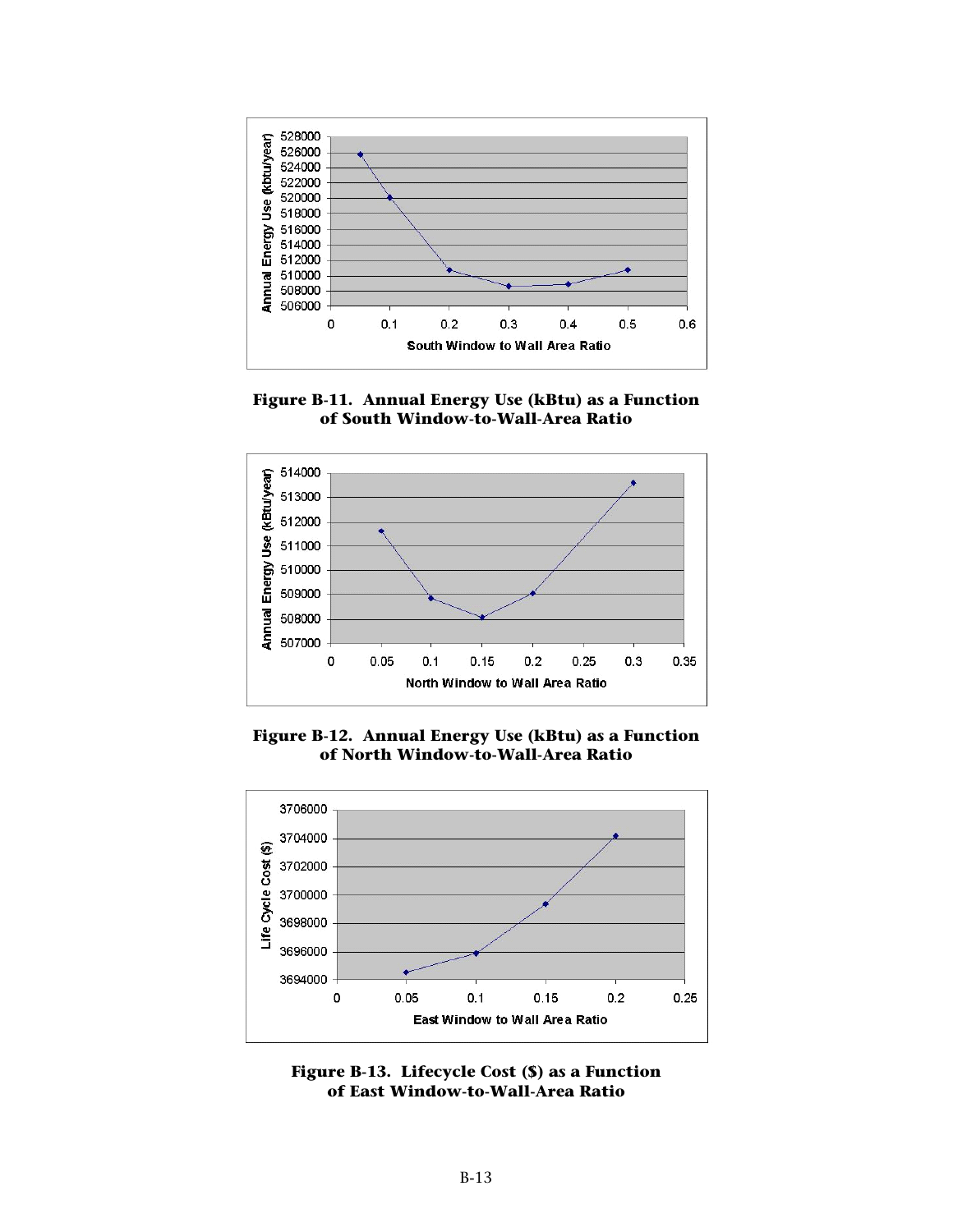**Figure B-11. Annual Energy Use (kBtu) as a Function of South Window-to-Wall-Area Ratio**

**Figure B-12. Annual Energy Use (kBtu) as a Function of North Window-to-Wall-Area Ratio**

**Figure B-13. Lifecycle Cost ($) as a Function of East Window-to-Wall-Area Ratio**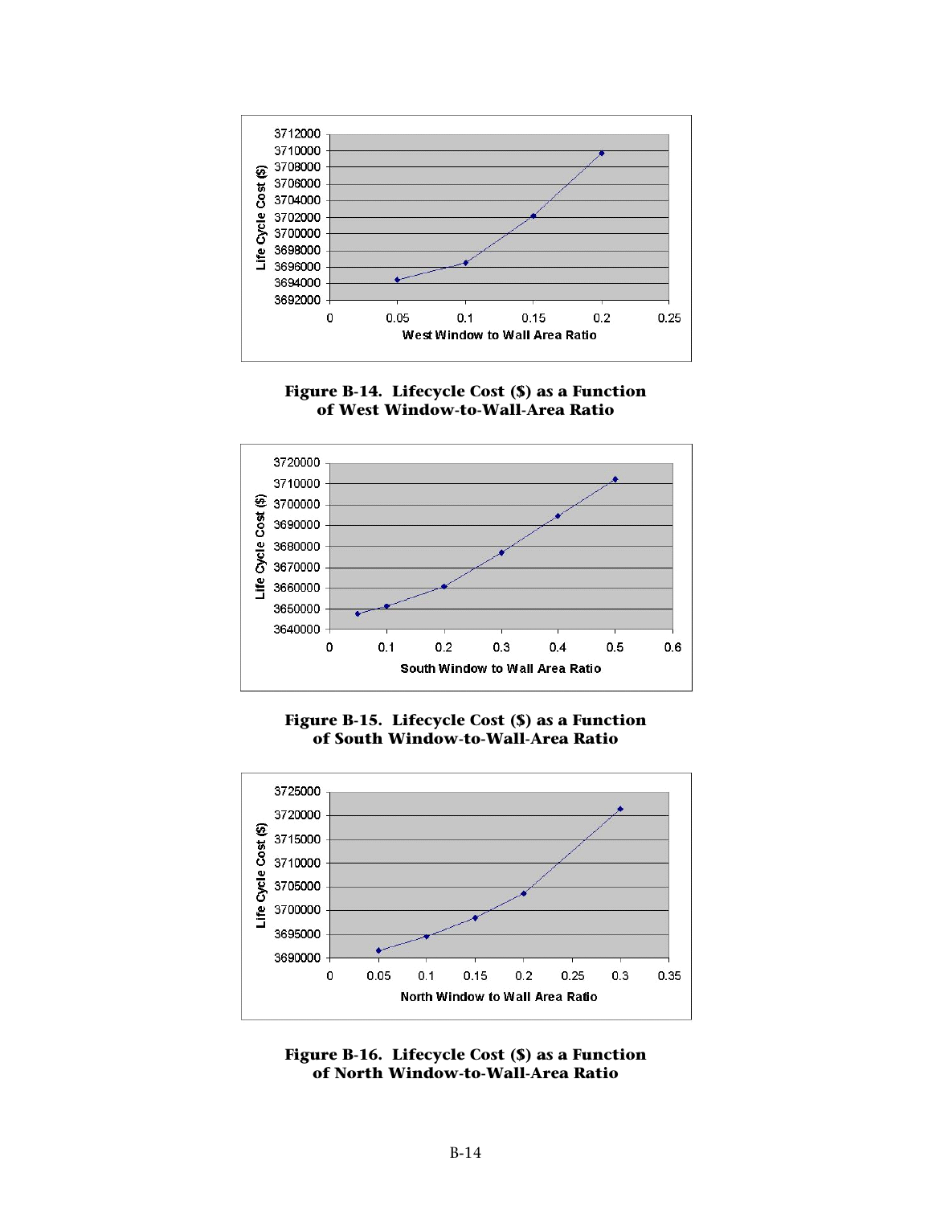Figure B-14. Lifecycle Cost ($) as a Function of West Window-to-Wall-Area Ratio

Figure B-15. Lifecycle Cost ($) as a Function of South Window-to-Wall-Area Ratio

Figure B-16. Lifecycle Cost ($) as a Function of North Window-to-Wall-Area Ratio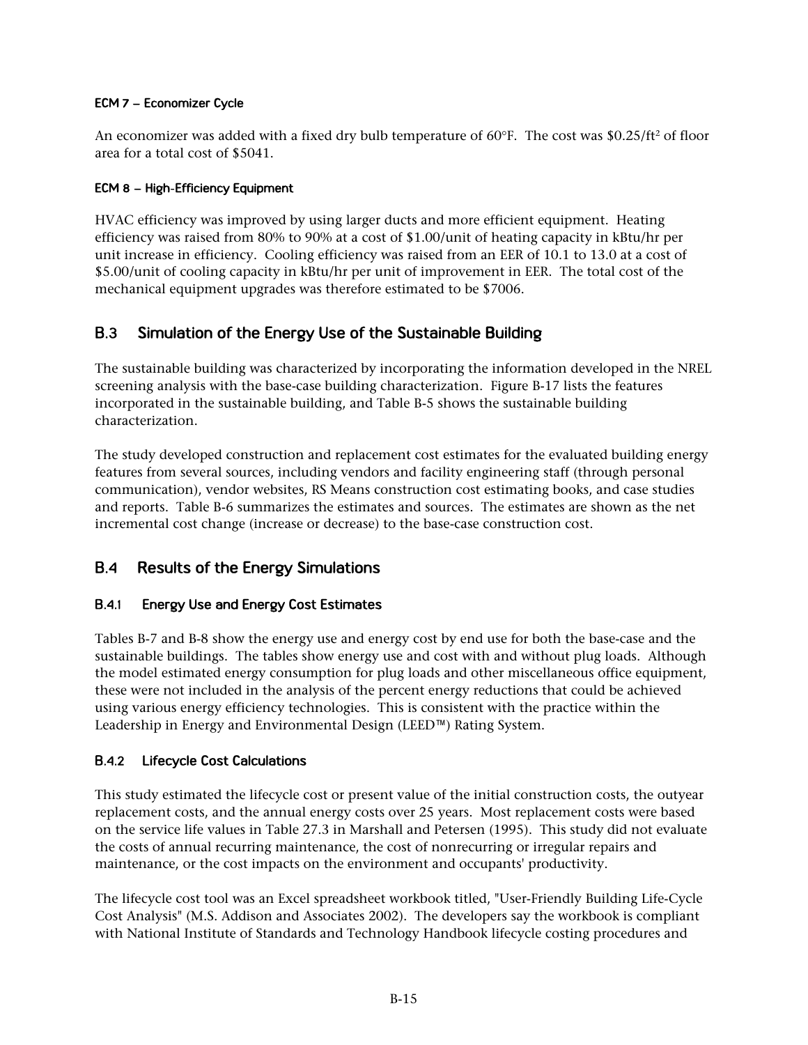#### ECM 7 – Economizer Cycle

An economizer was added with a fixed dry bulb temperature of 60°F. The cost was $0.25/ft² of floor area for a total cost of $5041.

#### ECM 8 – High-Efficiency Equipment

HVAC efficiency was improved by using larger ducts and more efficient equipment. Heating efficiency was raised from 80% to 90% at a cost of $1.00/unit of heating capacity in kBtu/hr per unit increase in efficiency. Cooling efficiency was raised from an EER of 10.1 to 13.0 at a cost of $5.00/unit of cooling capacity in kBtu/hr per unit of improvement in EER. The total cost of the mechanical equipment upgrades was therefore estimated to be $7006.

## B.3 Simulation of the Energy Use of the Sustainable Building

The sustainable building was characterized by incorporating the information developed in the NREL screening analysis with the base-case building characterization. Figure B-17 lists the features incorporated in the sustainable building, and Table B-5 shows the sustainable building characterization.

The study developed construction and replacement cost estimates for the evaluated building energy features from several sources, including vendors and facility engineering staff (through personal communication), vendor websites, RS Means construction cost estimating books, and case studies and reports. Table B-6 summarizes the estimates and sources. The estimates are shown as the net incremental cost change (increase or decrease) to the base-case construction cost.

## B.4 Results of the Energy Simulations

### B.4.1 Energy Use and Energy Cost Estimates

Tables B-7 and B-8 show the energy use and energy cost by end use for both the base-case and the sustainable buildings. The tables show energy use and cost with and without plug loads. Although the model estimated energy consumption for plug loads and other miscellaneous office equipment, these were not included in the analysis of the percent energy reductions that could be achieved using various energy efficiency technologies. This is consistent with the practice within the Leadership in Energy and Environmental Design (LEED™) Rating System.

### B.4.2 Lifecycle Cost Calculations

This study estimated the lifecycle cost or present value of the initial construction costs, the outyear replacement costs, and the annual energy costs over 25 years. Most replacement costs were based on the service life values in Table 27.3 in Marshall and Petersen (1995). This study did not evaluate the costs of annual recurring maintenance, the cost of nonrecurring or irregular repairs and maintenance, or the cost impacts on the environment and occupants' productivity.

The lifecycle cost tool was an Excel spreadsheet workbook titled, "User-Friendly Building Life-Cycle Cost Analysis" (M.S. Addison and Associates 2002). The developers say the workbook is compliant with National Institute of Standards and Technology Handbook lifecycle costing procedures and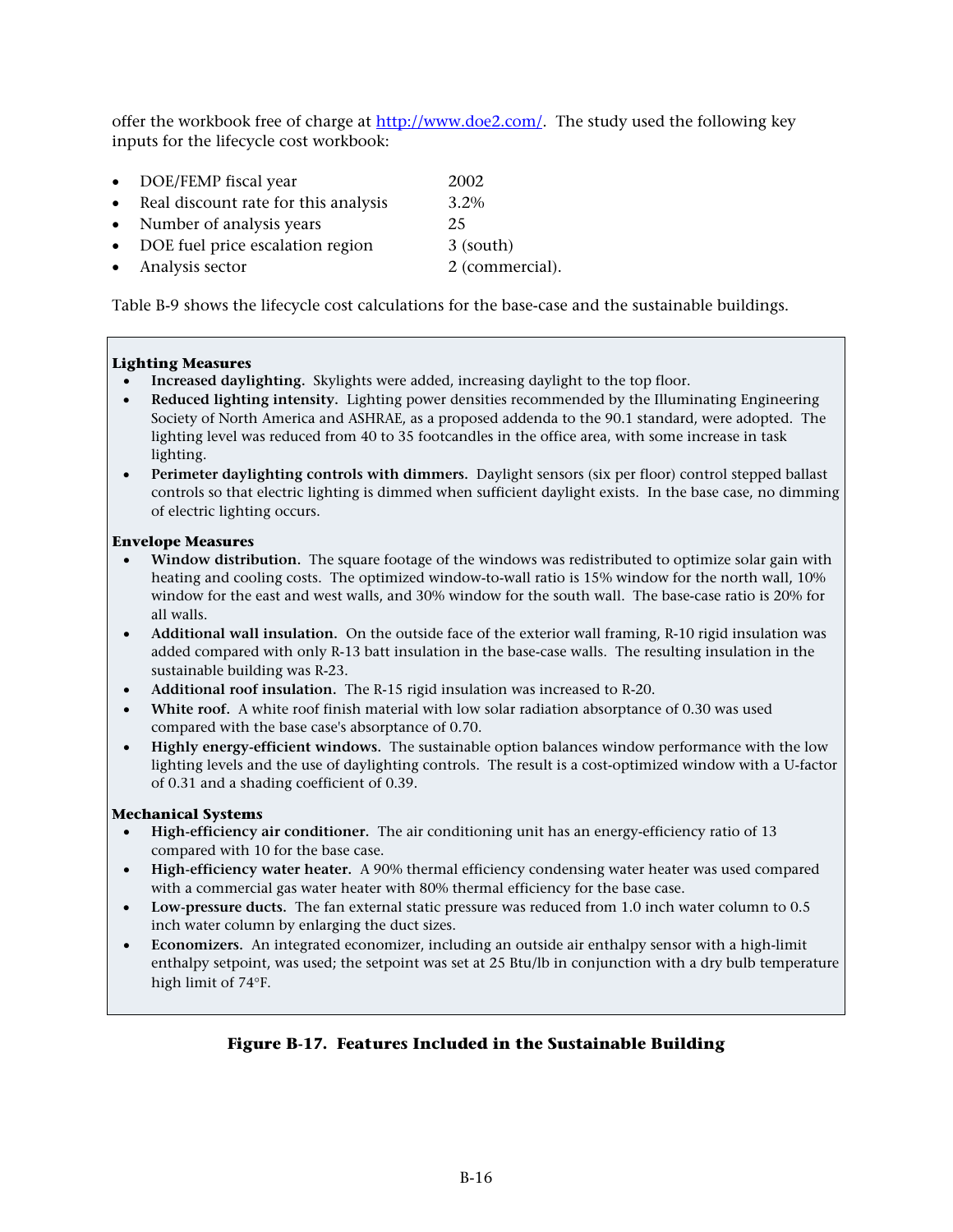offer the workbook free of charge at http://www.doe2.com/. The study used the following key inputs for the lifecycle cost workbook:

- DOE/FEMP fiscal year — 2002
- Real discount rate for this analysis — 3.2%
- Number of analysis years — 25
- DOE fuel price escalation region — 3 (south)
- Analysis sector — 2 (commercial).

Table B-9 shows the lifecycle cost calculations for the base-case and the sustainable buildings.

**Lighting Measures**

- **Increased daylighting.** Skylights were added, increasing daylight to the top floor.
- **Reduced lighting intensity.** Lighting power densities recommended by the Illuminating Engineering Society of North America and ASHRAE, as a proposed addenda to the 90.1 standard, were adopted. The lighting level was reduced from 40 to 35 footcandles in the office area, with some increase in task lighting.
- **Perimeter daylighting controls with dimmers.** Daylight sensors (six per floor) control stepped ballast controls so that electric lighting is dimmed when sufficient daylight exists. In the base case, no dimming of electric lighting occurs.

**Envelope Measures**

- **Window distribution.** The square footage of the windows was redistributed to optimize solar gain with heating and cooling costs. The optimized window-to-wall ratio is 15% window for the north wall, 10% window for the east and west walls, and 30% window for the south wall. The base-case ratio is 20% for all walls.
- **Additional wall insulation.** On the outside face of the exterior wall framing, R-10 rigid insulation was added compared with only R-13 batt insulation in the base-case walls. The resulting insulation in the sustainable building was R-23.
- **Additional roof insulation.** The R-15 rigid insulation was increased to R-20.
- **White roof.** A white roof finish material with low solar radiation absorptance of 0.30 was used compared with the base case's absorptance of 0.70.
- **Highly energy-efficient windows.** The sustainable option balances window performance with the low lighting levels and the use of daylighting controls. The result is a cost-optimized window with a U-factor of 0.31 and a shading coefficient of 0.39.

**Mechanical Systems**

- **High-efficiency air conditioner.** The air conditioning unit has an energy-efficiency ratio of 13 compared with 10 for the base case.
- **High-efficiency water heater.** A 90% thermal efficiency condensing water heater was used compared with a commercial gas water heater with 80% thermal efficiency for the base case.
- **Low-pressure ducts.** The fan external static pressure was reduced from 1.0 inch water column to 0.5 inch water column by enlarging the duct sizes.
- **Economizers.** An integrated economizer, including an outside air enthalpy sensor with a high-limit enthalpy setpoint, was used; the setpoint was set at 25 Btu/lb in conjunction with a dry bulb temperature high limit of 74°F.

**Figure B-17. Features Included in the Sustainable Building**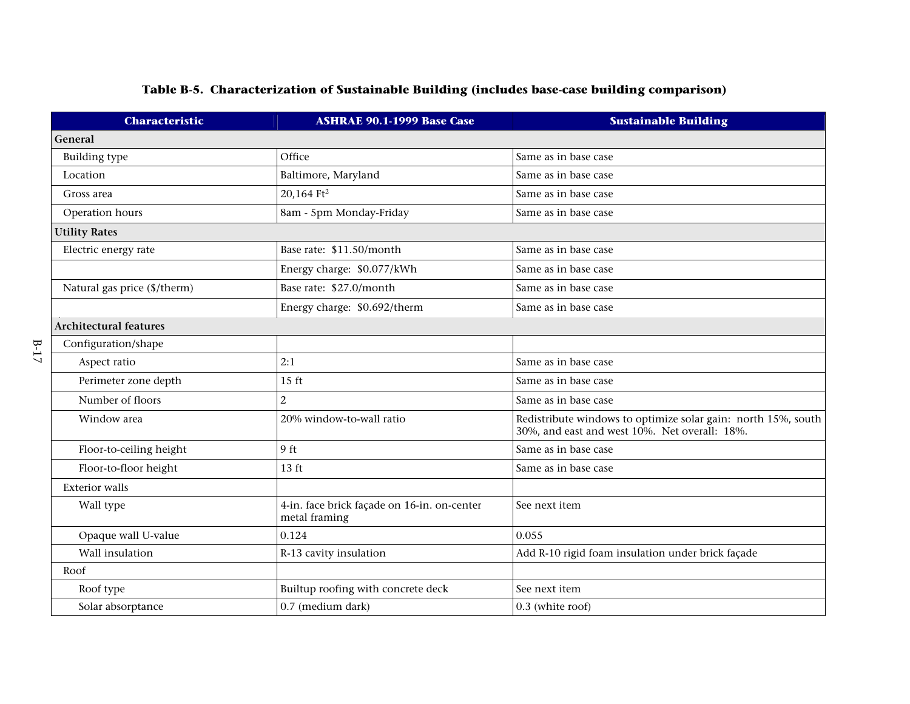**Table B-5. Characterization of Sustainable Building (includes base-case building comparison)**

| Characteristic | ASHRAE 90.1-1999 Base Case | Sustainable Building |
|---|---|---|
| **General** | | |
| Building type | Office | Same as in base case |
| Location | Baltimore, Maryland | Same as in base case |
| Gross area | 20,164 $Ft^2$ | Same as in base case |
| Operation hours | 8am - 5pm Monday-Friday | Same as in base case |
| **Utility Rates** | | |
| Electric energy rate | Base rate: $11.50/month | Same as in base case |
| | Energy charge: $0.077/kWh | Same as in base case |
| Natural gas price ($/therm) | Base rate: $27.0/month | Same as in base case |
| | Energy charge: $0.692/therm | Same as in base case |
| **Architectural features** | | |
| Configuration/shape | | |
| Aspect ratio | 2:1 | Same as in base case |
| Perimeter zone depth | 15 ft | Same as in base case |
| Number of floors | 2 | Same as in base case |
| Window area | 20% window-to-wall ratio | Redistribute windows to optimize solar gain: north 15%, south 30%, and east and west 10%. Net overall: 18%. |
| Floor-to-ceiling height | 9 ft | Same as in base case |
| Floor-to-floor height | 13 ft | Same as in base case |
| Exterior walls | | |
| Wall type | 4-in. face brick façade on 16-in. on-center metal framing | See next item |
| Opaque wall U-value | 0.124 | 0.055 |
| Wall insulation | R-13 cavity insulation | Add R-10 rigid foam insulation under brick façade |
| Roof | | |
| Roof type | Builtup roofing with concrete deck | See next item |
| Solar absorptance | 0.7 (medium dark) | 0.3 (white roof) |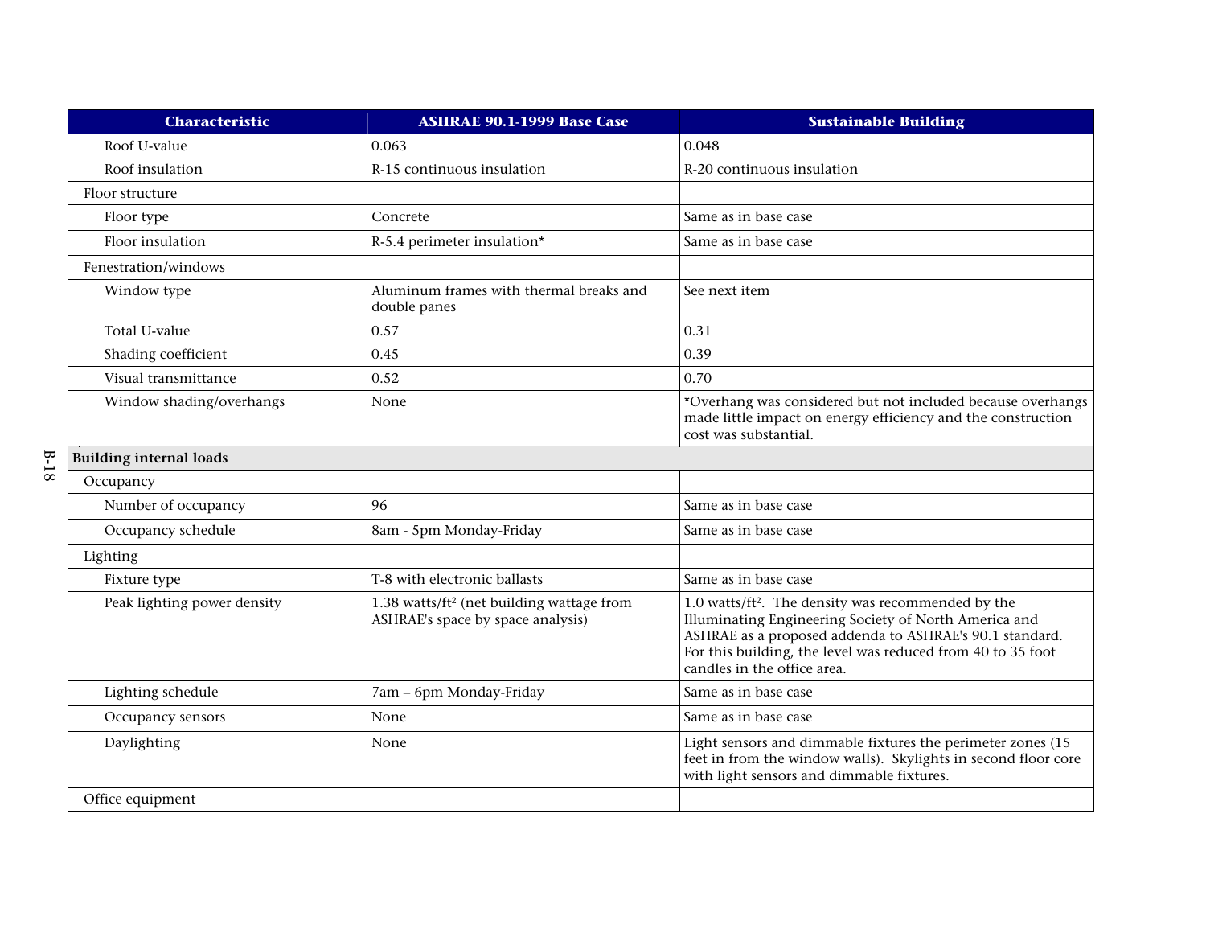| Characteristic | ASHRAE 90.1-1999 Base Case | Sustainable Building |
|---|---|---|
| Roof U-value | 0.063 | 0.048 |
| Roof insulation | R-15 continuous insulation | R-20 continuous insulation |
| Floor structure | | |
| Floor type | Concrete | Same as in base case |
| Floor insulation | R-5.4 perimeter insulation* | Same as in base case |
| Fenestration/windows | | |
| Window type | Aluminum frames with thermal breaks and double panes | See next item |
| Total U-value | 0.57 | 0.31 |
| Shading coefficient | 0.45 | 0.39 |
| Visual transmittance | 0.52 | 0.70 |
| Window shading/overhangs | None | *Overhang was considered but not included because overhangs made little impact on energy efficiency and the construction cost was substantial. |
| **Building internal loads** | | |
| Occupancy | | |
| Number of occupancy | 96 | Same as in base case |
| Occupancy schedule | 8am - 5pm Monday-Friday | Same as in base case |
| Lighting | | |
| Fixture type | T-8 with electronic ballasts | Same as in base case |
| Peak lighting power density | 1.38 watts/ft² (net building wattage from ASHRAE's space by space analysis) | 1.0 watts/ft². The density was recommended by the Illuminating Engineering Society of North America and ASHRAE as a proposed addenda to ASHRAE's 90.1 standard. For this building, the level was reduced from 40 to 35 foot candles in the office area. |
| Lighting schedule | 7am – 6pm Monday-Friday | Same as in base case |
| Occupancy sensors | None | Same as in base case |
| Daylighting | None | Light sensors and dimmable fixtures the perimeter zones (15 feet in from the window walls). Skylights in second floor core with light sensors and dimmable fixtures. |
| Office equipment | | |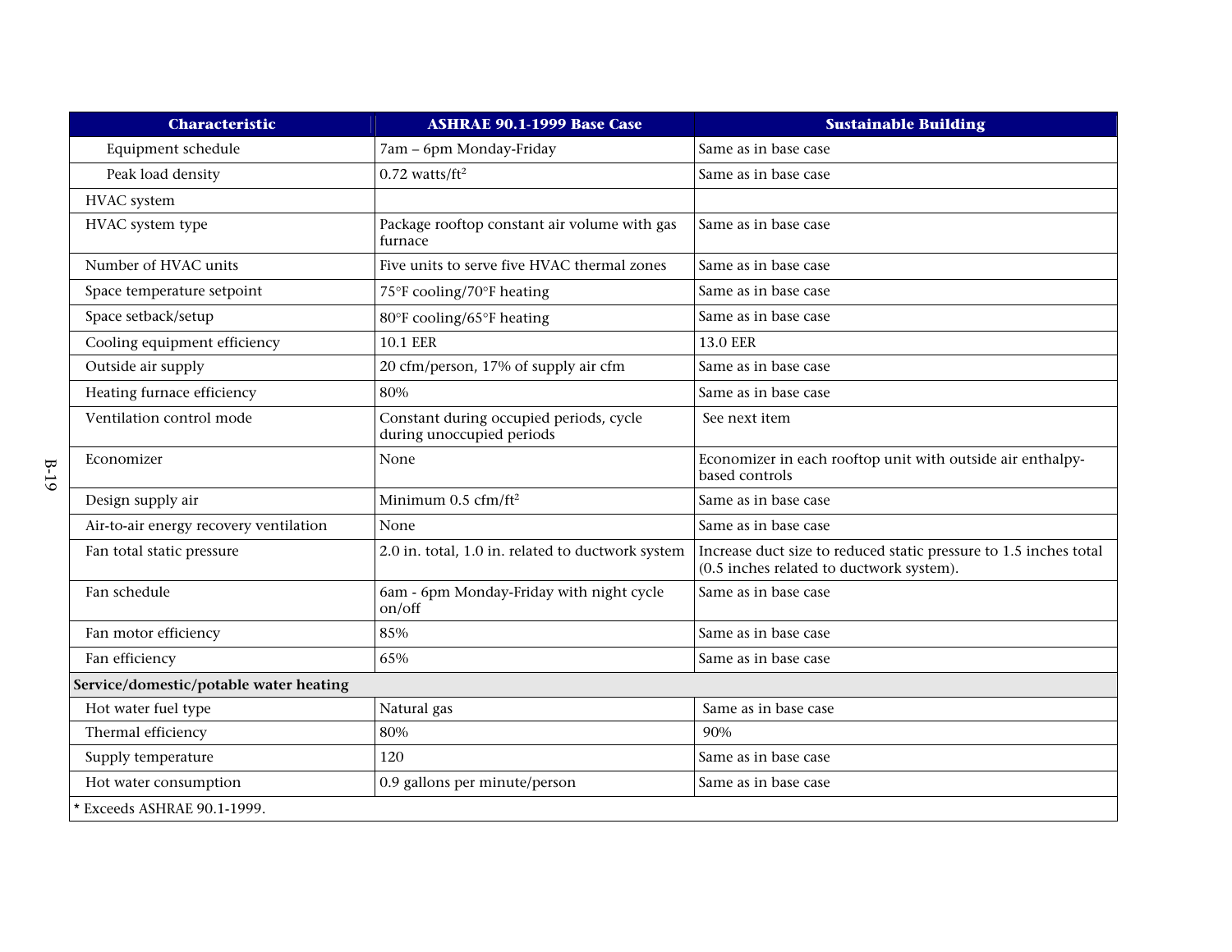| Characteristic | ASHRAE 90.1-1999 Base Case | Sustainable Building |
|---|---|---|
| Equipment schedule | 7am – 6pm Monday-Friday | Same as in base case |
| Peak load density | 0.72 watts/ft² | Same as in base case |
| HVAC system | | |
| HVAC system type | Package rooftop constant air volume with gas furnace | Same as in base case |
| Number of HVAC units | Five units to serve five HVAC thermal zones | Same as in base case |
| Space temperature setpoint | 75°F cooling/70°F heating | Same as in base case |
| Space setback/setup | 80°F cooling/65°F heating | Same as in base case |
| Cooling equipment efficiency | 10.1 EER | 13.0 EER |
| Outside air supply | 20 cfm/person, 17% of supply air cfm | Same as in base case |
| Heating furnace efficiency | 80% | Same as in base case |
| Ventilation control mode | Constant during occupied periods, cycle during unoccupied periods | See next item |
| Economizer | None | Economizer in each rooftop unit with outside air enthalpy-based controls |
| Design supply air | Minimum 0.5 cfm/ft² | Same as in base case |
| Air-to-air energy recovery ventilation | None | Same as in base case |
| Fan total static pressure | 2.0 in. total, 1.0 in. related to ductwork system | Increase duct size to reduced static pressure to 1.5 inches total (0.5 inches related to ductwork system). |
| Fan schedule | 6am - 6pm Monday-Friday with night cycle on/off | Same as in base case |
| Fan motor efficiency | 85% | Same as in base case |
| Fan efficiency | 65% | Same as in base case |
| **Service/domestic/potable water heating** | | |
| Hot water fuel type | Natural gas | Same as in base case |
| Thermal efficiency | 80% | 90% |
| Supply temperature | 120 | Same as in base case |
| Hot water consumption | 0.9 gallons per minute/person | Same as in base case |

* Exceeds ASHRAE 90.1-1999.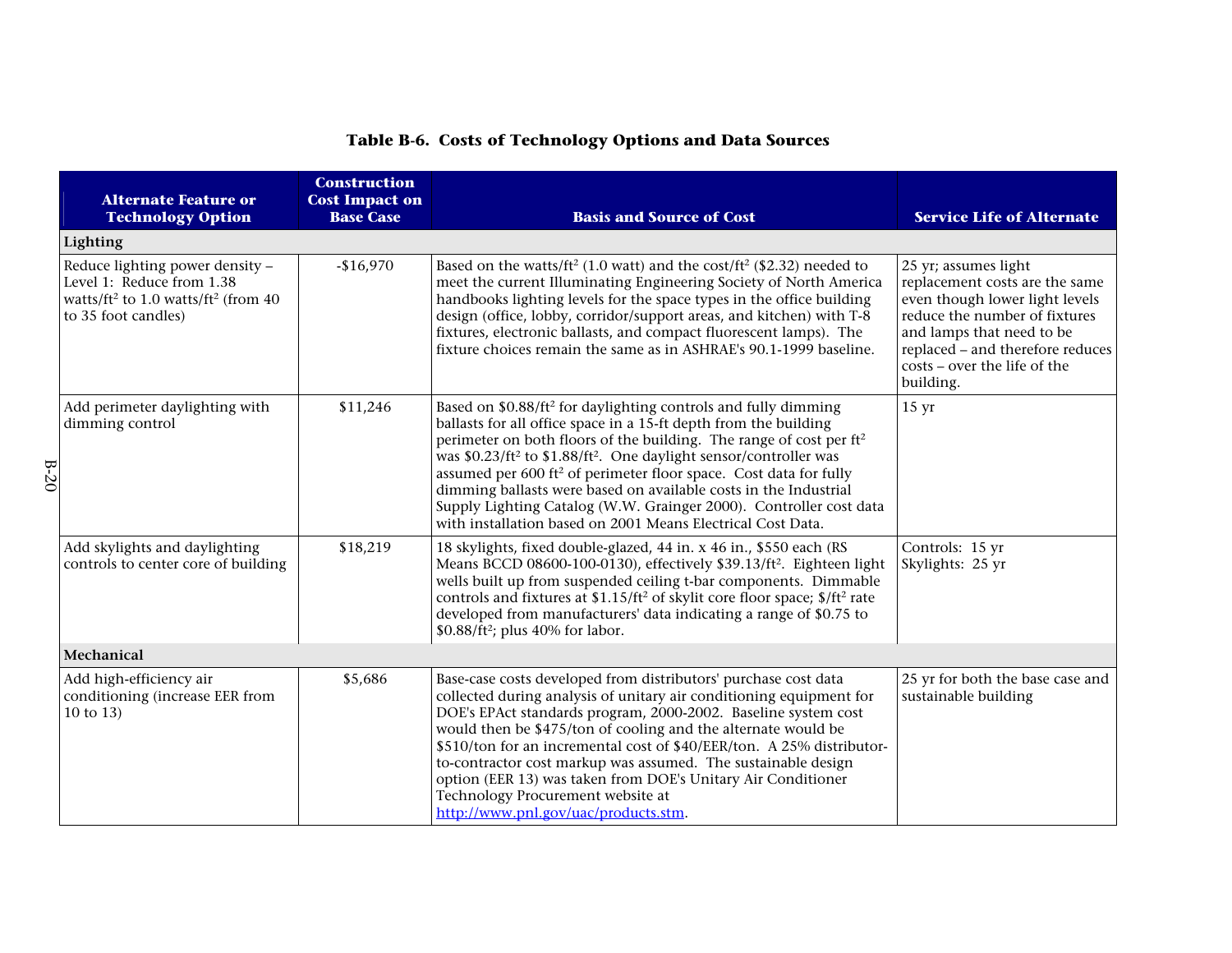**Table B-6. Costs of Technology Options and Data Sources**

| Alternate Feature or Technology Option | Construction Cost Impact on Base Case | Basis and Source of Cost | Service Life of Alternate |
|---|---|---|---|
| **Lighting** | | | |
| Reduce lighting power density – Level 1: Reduce from 1.38 watts/ft² to 1.0 watts/ft² (from 40 to 35 foot candles) | -$16,970 | Based on the watts/ft² (1.0 watt) and the cost/ft² ($2.32) needed to meet the current Illuminating Engineering Society of North America handbooks lighting levels for the space types in the office building design (office, lobby, corridor/support areas, and kitchen) with T-8 fixtures, electronic ballasts, and compact fluorescent lamps). The fixture choices remain the same as in ASHRAE's 90.1-1999 baseline. | 25 yr; assumes light replacement costs are the same even though lower light levels reduce the number of fixtures and lamps that need to be replaced – and therefore reduces costs – over the life of the building. |
| Add perimeter daylighting with dimming control | $11,246 | Based on $0.88/ft² for daylighting controls and fully dimming ballasts for all office space in a 15-ft depth from the building perimeter on both floors of the building. The range of cost per ft² was $0.23/ft² to $1.88/ft². One daylight sensor/controller was assumed per 600 ft² of perimeter floor space. Cost data for fully dimming ballasts were based on available costs in the Industrial Supply Lighting Catalog (W.W. Grainger 2000). Controller cost data with installation based on 2001 Means Electrical Cost Data. | 15 yr |
| Add skylights and daylighting controls to center core of building | $18,219 | 18 skylights, fixed double-glazed, 44 in. x 46 in., $550 each (RS Means BCCD 08600-100-0130), effectively $39.13/ft². Eighteen light wells built up from suspended ceiling t-bar components. Dimmable controls and fixtures at $1.15/ft² of skylit core floor space; $/ft² rate developed from manufacturers' data indicating a range of $0.75 to $0.88/ft²; plus 40% for labor. | Controls: 15 yr<br>Skylights: 25 yr |
| **Mechanical** | | | |
| Add high-efficiency air conditioning (increase EER from 10 to 13) | $5,686 | Base-case costs developed from distributors' purchase cost data collected during analysis of unitary air conditioning equipment for DOE's EPAct standards program, 2000-2002. Baseline system cost would then be $475/ton of cooling and the alternate would be $510/ton for an incremental cost of $40/EER/ton. A 25% distributor-to-contractor cost markup was assumed. The sustainable design option (EER 13) was taken from DOE's Unitary Air Conditioner Technology Procurement website at http://www.pnl.gov/uac/products.stm. | 25 yr for both the base case and sustainable building |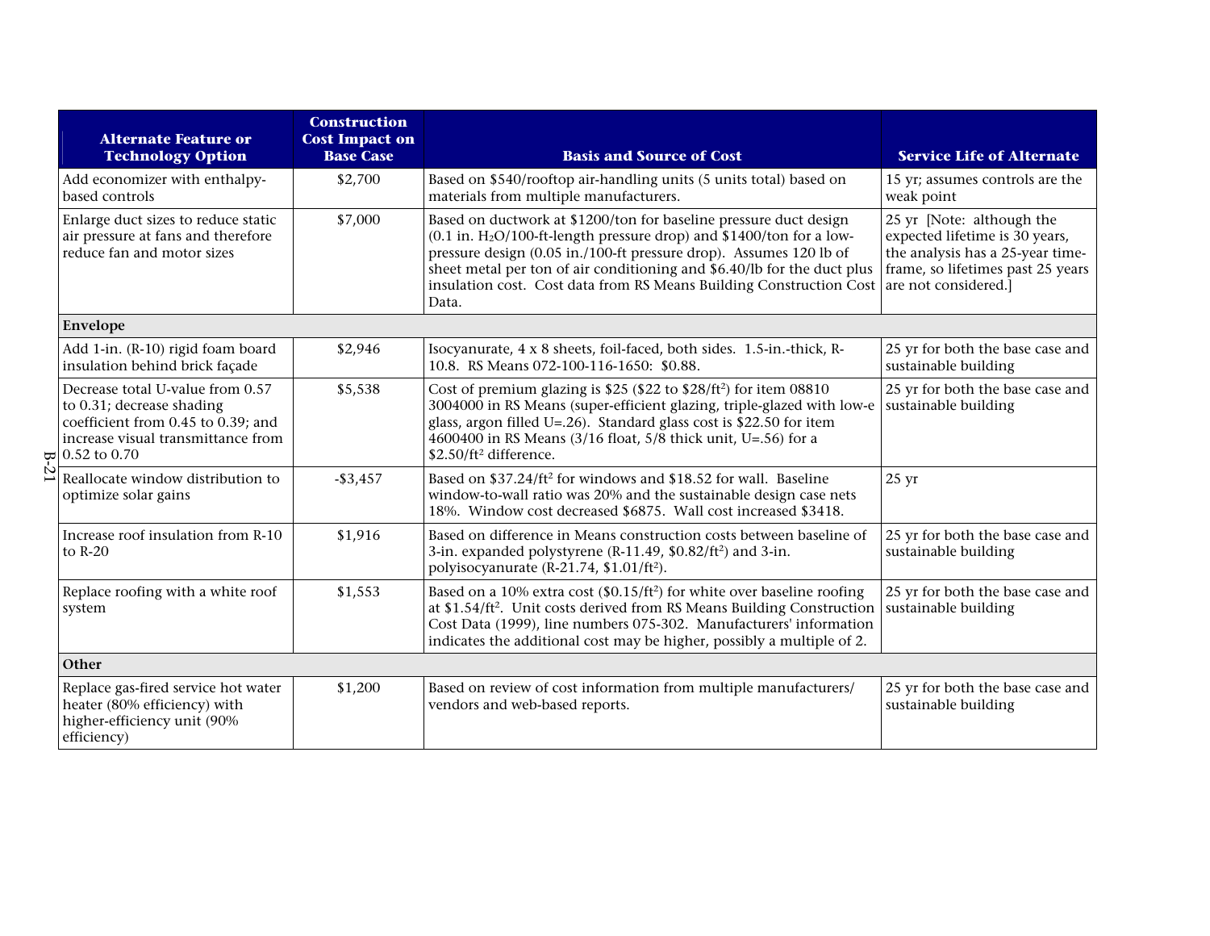| Alternate Feature or Technology Option | Construction Cost Impact on Base Case | Basis and Source of Cost | Service Life of Alternate |
|---|---|---|---|
| Add economizer with enthalpy-based controls | $2,700 | Based on $540/rooftop air-handling units (5 units total) based on materials from multiple manufacturers. | 15 yr; assumes controls are the weak point |
| Enlarge duct sizes to reduce static air pressure at fans and therefore reduce fan and motor sizes | $7,000 | Based on ductwork at $1200/ton for baseline pressure duct design (0.1 in. $H_2O$/100-ft-length pressure drop) and $1400/ton for a low-pressure design (0.05 in./100-ft pressure drop). Assumes 120 lb of sheet metal per ton of air conditioning and $6.40/lb for the duct plus insulation cost. Cost data from RS Means Building Construction Cost Data. | 25 yr [Note: although the expected lifetime is 30 years, the analysis has a 25-year time-frame, so lifetimes past 25 years are not considered.] |
| **Envelope** | | | |
| Add 1-in. (R-10) rigid foam board insulation behind brick façade | $2,946 | Isocyanurate, 4 x 8 sheets, foil-faced, both sides. 1.5-in.-thick, R-10.8. RS Means 072-100-116-1650: $0.88. | 25 yr for both the base case and sustainable building |
| Decrease total U-value from 0.57 to 0.31; decrease shading coefficient from 0.45 to 0.39; and increase visual transmittance from 0.52 to 0.70 | $5,538 | Cost of premium glazing is $25 ($22 to $28/ft$^2$) for item 08810 3004000 in RS Means (super-efficient glazing, triple-glazed with low-e glass, argon filled U=.26). Standard glass cost is $22.50 for item 4600400 in RS Means (3/16 float, 5/8 thick unit, U=.56) for a $2.50/ft$^2$ difference. | 25 yr for both the base case and sustainable building |
| Reallocate window distribution to optimize solar gains | -$3,457 | Based on $37.24/ft$^2$ for windows and $18.52 for wall. Baseline window-to-wall ratio was 20% and the sustainable design case nets 18%. Window cost decreased $6875. Wall cost increased $3418. | 25 yr |
| Increase roof insulation from R-10 to R-20 | $1,916 | Based on difference in Means construction costs between baseline of 3-in. expanded polystyrene (R-11.49, $0.82/ft$^2$) and 3-in. polyisocyanurate (R-21.74, $1.01/ft$^2$). | 25 yr for both the base case and sustainable building |
| Replace roofing with a white roof system | $1,553 | Based on a 10% extra cost ($0.15/ft$^2$) for white over baseline roofing at $1.54/ft$^2$. Unit costs derived from RS Means Building Construction Cost Data (1999), line numbers 075-302. Manufacturers' information indicates the additional cost may be higher, possibly a multiple of 2. | 25 yr for both the base case and sustainable building |
| **Other** | | | |
| Replace gas-fired service hot water heater (80% efficiency) with higher-efficiency unit (90% efficiency) | $1,200 | Based on review of cost information from multiple manufacturers/ vendors and web-based reports. | 25 yr for both the base case and sustainable building |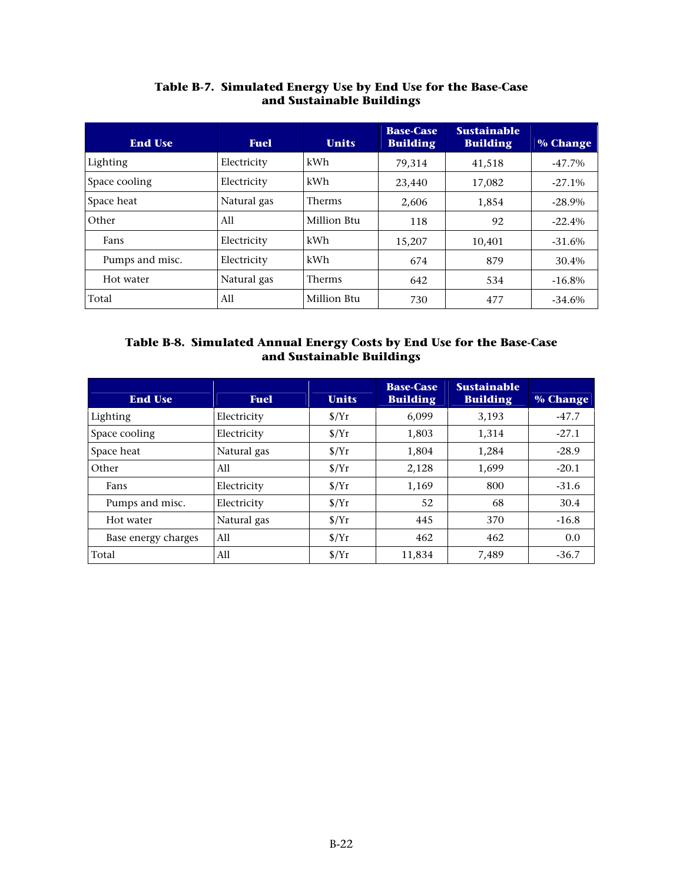**Table B-7. Simulated Energy Use by End Use for the Base-Case and Sustainable Buildings**

| End Use | Fuel | Units | Base-Case Building | Sustainable Building | % Change |
|---|---|---|---|---|---|
| Lighting | Electricity | kWh | 79,314 | 41,518 | -47.7% |
| Space cooling | Electricity | kWh | 23,440 | 17,082 | -27.1% |
| Space heat | Natural gas | Therms | 2,606 | 1,854 | -28.9% |
| Other | All | Million Btu | 118 | 92 | -22.4% |
| Fans | Electricity | kWh | 15,207 | 10,401 | -31.6% |
| Pumps and misc. | Electricity | kWh | 674 | 879 | 30.4% |
| Hot water | Natural gas | Therms | 642 | 534 | -16.8% |
| Total | All | Million Btu | 730 | 477 | -34.6% |

**Table B-8. Simulated Annual Energy Costs by End Use for the Base-Case and Sustainable Buildings**

| End Use | Fuel | Units | Base-Case Building | Sustainable Building | % Change |
|---|---|---|---|---|---|
| Lighting | Electricity | $/Yr | 6,099 | 3,193 | -47.7 |
| Space cooling | Electricity | $/Yr | 1,803 | 1,314 | -27.1 |
| Space heat | Natural gas | $/Yr | 1,804 | 1,284 | -28.9 |
| Other | All | $/Yr | 2,128 | 1,699 | -20.1 |
| Fans | Electricity | $/Yr | 1,169 | 800 | -31.6 |
| Pumps and misc. | Electricity | $/Yr | 52 | 68 | 30.4 |
| Hot water | Natural gas | $/Yr | 445 | 370 | -16.8 |
| Base energy charges | All | $/Yr | 462 | 462 | 0.0 |
| Total | All | $/Yr | 11,834 | 7,489 | -36.7 |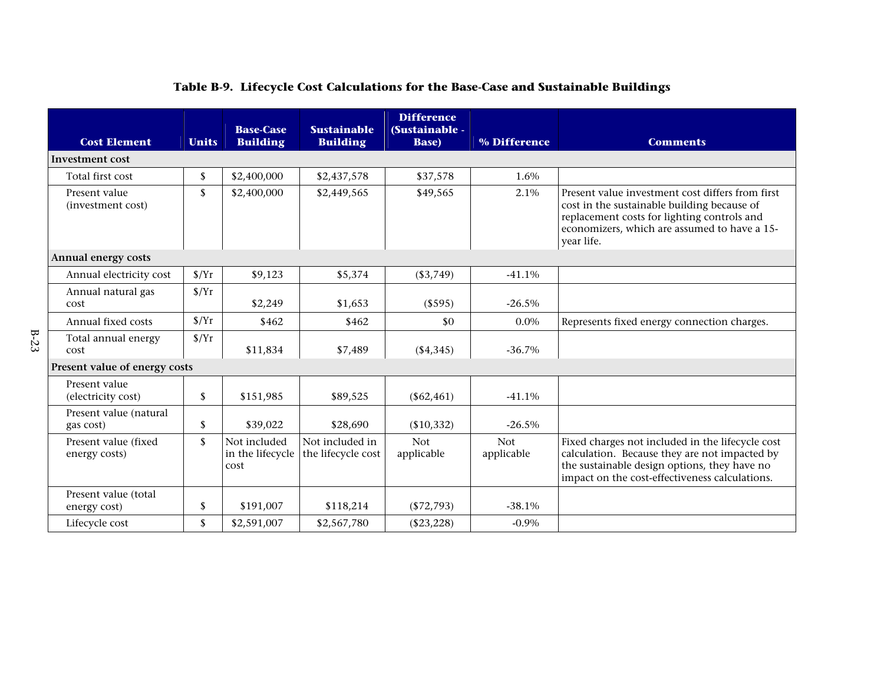**Table B-9. Lifecycle Cost Calculations for the Base-Case and Sustainable Buildings**

| Cost Element | Units | Base-Case Building | Sustainable Building | Difference (Sustainable - Base) | % Difference | Comments |
|---|---|---|---|---|---|---|
| **Investment cost** | | | | | | |
| Total first cost | $ | $2,400,000 | $2,437,578 | $37,578 | 1.6% | |
| Present value (investment cost) | $ | $2,400,000 | $2,449,565 | $49,565 | 2.1% | Present value investment cost differs from first cost in the sustainable building because of replacement costs for lighting controls and economizers, which are assumed to have a 15-year life. |
| **Annual energy costs** | | | | | | |
| Annual electricity cost | $/Yr | $9,123 | $5,374 | ($3,749) | -41.1% | |
| Annual natural gas cost | $/Yr | $2,249 | $1,653 | ($595) | -26.5% | |
| Annual fixed costs | $/Yr | $462 | $462 | $0 | 0.0% | Represents fixed energy connection charges. |
| Total annual energy cost | $/Yr | $11,834 | $7,489 | ($4,345) | -36.7% | |
| **Present value of energy costs** | | | | | | |
| Present value (electricity cost) | $ | $151,985 | $89,525 | ($62,461) | -41.1% | |
| Present value (natural gas cost) | $ | $39,022 | $28,690 | ($10,332) | -26.5% | |
| Present value (fixed energy costs) | $ | Not included in the lifecycle cost | Not included in the lifecycle cost | Not applicable | Not applicable | Fixed charges not included in the lifecycle cost calculation. Because they are not impacted by the sustainable design options, they have no impact on the cost-effectiveness calculations. |
| Present value (total energy cost) | $ | $191,007 | $118,214 | ($72,793) | -38.1% | |
| Lifecycle cost | $ | $2,591,007 | $2,567,780 | ($23,228) | -0.9% | |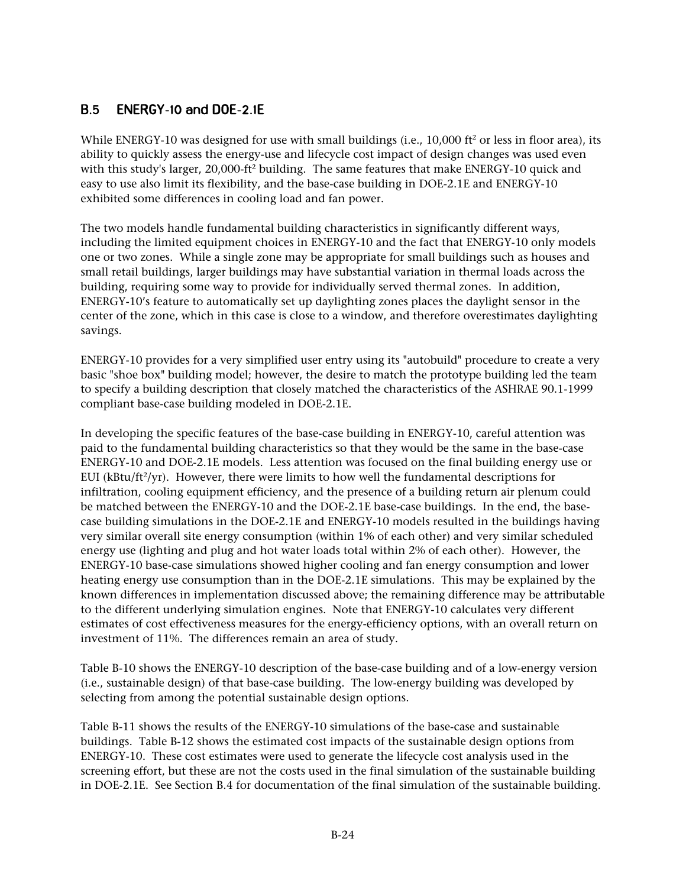## B.5 ENERGY-10 and DOE-2.1E

While ENERGY-10 was designed for use with small buildings (i.e., 10,000 $ft^2$ or less in floor area), its ability to quickly assess the energy-use and lifecycle cost impact of design changes was used even with this study's larger, 20,000-$ft^2$ building. The same features that make ENERGY-10 quick and easy to use also limit its flexibility, and the base-case building in DOE-2.1E and ENERGY-10 exhibited some differences in cooling load and fan power.

The two models handle fundamental building characteristics in significantly different ways, including the limited equipment choices in ENERGY-10 and the fact that ENERGY-10 only models one or two zones. While a single zone may be appropriate for small buildings such as houses and small retail buildings, larger buildings may have substantial variation in thermal loads across the building, requiring some way to provide for individually served thermal zones. In addition, ENERGY-10's feature to automatically set up daylighting zones places the daylight sensor in the center of the zone, which in this case is close to a window, and therefore overestimates daylighting savings.

ENERGY-10 provides for a very simplified user entry using its "autobuild" procedure to create a very basic "shoe box" building model; however, the desire to match the prototype building led the team to specify a building description that closely matched the characteristics of the ASHRAE 90.1-1999 compliant base-case building modeled in DOE-2.1E.

In developing the specific features of the base-case building in ENERGY-10, careful attention was paid to the fundamental building characteristics so that they would be the same in the base-case ENERGY-10 and DOE-2.1E models. Less attention was focused on the final building energy use or EUI (kBtu/$ft^2$/yr). However, there were limits to how well the fundamental descriptions for infiltration, cooling equipment efficiency, and the presence of a building return air plenum could be matched between the ENERGY-10 and the DOE-2.1E base-case buildings. In the end, the base-case building simulations in the DOE-2.1E and ENERGY-10 models resulted in the buildings having very similar overall site energy consumption (within 1% of each other) and very similar scheduled energy use (lighting and plug and hot water loads total within 2% of each other). However, the ENERGY-10 base-case simulations showed higher cooling and fan energy consumption and lower heating energy use consumption than in the DOE-2.1E simulations. This may be explained by the known differences in implementation discussed above; the remaining difference may be attributable to the different underlying simulation engines. Note that ENERGY-10 calculates very different estimates of cost effectiveness measures for the energy-efficiency options, with an overall return on investment of 11%. The differences remain an area of study.

Table B-10 shows the ENERGY-10 description of the base-case building and of a low-energy version (i.e., sustainable design) of that base-case building. The low-energy building was developed by selecting from among the potential sustainable design options.

Table B-11 shows the results of the ENERGY-10 simulations of the base-case and sustainable buildings. Table B-12 shows the estimated cost impacts of the sustainable design options from ENERGY-10. These cost estimates were used to generate the lifecycle cost analysis used in the screening effort, but these are not the costs used in the final simulation of the sustainable building in DOE-2.1E. See Section B.4 for documentation of the final simulation of the sustainable building.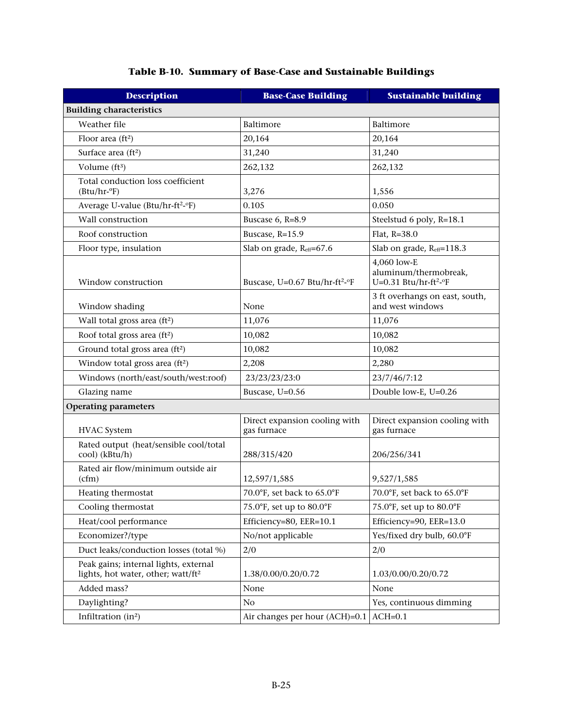**Table B-10. Summary of Base-Case and Sustainable Buildings**

| Description | Base-Case Building | Sustainable building |
|---|---|---|
| **Building characteristics** | | |
| Weather file | Baltimore | Baltimore |
| Floor area (ft²) | 20,164 | 20,164 |
| Surface area (ft²) | 31,240 | 31,240 |
| Volume (ft³) | 262,132 | 262,132 |
| Total conduction loss coefficient (Btu/hr-°F) | 3,276 | 1,556 |
| Average U-value (Btu/hr-ft²-°F) | 0.105 | 0.050 |
| Wall construction | Buscase 6, R=8.9 | Steelstud 6 poly, R=18.1 |
| Roof construction | Buscase, R=15.9 | Flat, R=38.0 |
| Floor type, insulation | Slab on grade, $R_{eff}$=67.6 | Slab on grade, $R_{eff}$=118.3 |
| Window construction | Buscase, U=0.67 Btu/hr-ft²-°F | 4,060 low-E aluminum/thermobreak, U=0.31 Btu/hr-ft²-°F |
| Window shading | None | 3 ft overhangs on east, south, and west windows |
| Wall total gross area (ft²) | 11,076 | 11,076 |
| Roof total gross area (ft²) | 10,082 | 10,082 |
| Ground total gross area (ft²) | 10,082 | 10,082 |
| Window total gross area (ft²) | 2,208 | 2,280 |
| Windows (north/east/south/west:roof) | 23/23/23/23:0 | 23/7/46/7:12 |
| Glazing name | Buscase, U=0.56 | Double low-E, U=0.26 |
| **Operating parameters** | | |
| HVAC System | Direct expansion cooling with gas furnace | Direct expansion cooling with gas furnace |
| Rated output (heat/sensible cool/total cool) (kBtu/h) | 288/315/420 | 206/256/341 |
| Rated air flow/minimum outside air (cfm) | 12,597/1,585 | 9,527/1,585 |
| Heating thermostat | 70.0°F, set back to 65.0°F | 70.0°F, set back to 65.0°F |
| Cooling thermostat | 75.0°F, set up to 80.0°F | 75.0°F, set up to 80.0°F |
| Heat/cool performance | Efficiency=80, EER=10.1 | Efficiency=90, EER=13.0 |
| Economizer?/type | No/not applicable | Yes/fixed dry bulb, 60.0°F |
| Duct leaks/conduction losses (total %) | 2/0 | 2/0 |
| Peak gains; internal lights, external lights, hot water, other; watt/ft² | 1.38/0.00/0.20/0.72 | 1.03/0.00/0.20/0.72 |
| Added mass? | None | None |
| Daylighting? | No | Yes, continuous dimming |
| Infiltration (in²) | Air changes per hour (ACH)=0.1 | ACH=0.1 |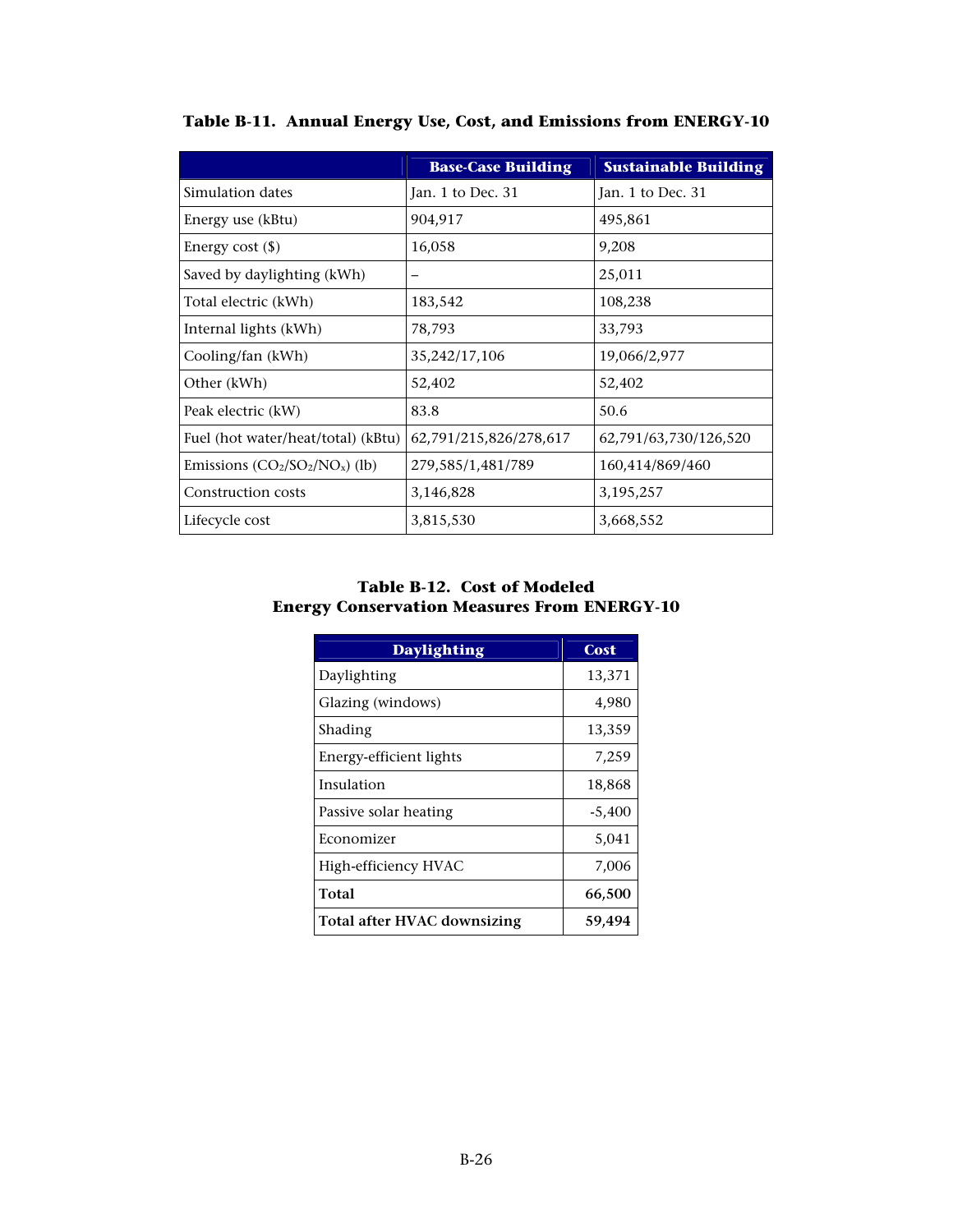**Table B-11. Annual Energy Use, Cost, and Emissions from ENERGY-10**

| | Base-Case Building | Sustainable Building |
|---|---|---|
| Simulation dates | Jan. 1 to Dec. 31 | Jan. 1 to Dec. 31 |
| Energy use (kBtu) | 904,917 | 495,861 |
| Energy cost ($) | 16,058 | 9,208 |
| Saved by daylighting (kWh) | – | 25,011 |
| Total electric (kWh) | 183,542 | 108,238 |
| Internal lights (kWh) | 78,793 | 33,793 |
| Cooling/fan (kWh) | 35,242/17,106 | 19,066/2,977 |
| Other (kWh) | 52,402 | 52,402 |
| Peak electric (kW) | 83.8 | 50.6 |
| Fuel (hot water/heat/total) (kBtu) | 62,791/215,826/278,617 | 62,791/63,730/126,520 |
| Emissions ($CO_2$/$SO_2$/$NO_x$) (lb) | 279,585/1,481/789 | 160,414/869/460 |
| Construction costs | 3,146,828 | 3,195,257 |
| Lifecycle cost | 3,815,530 | 3,668,552 |

**Table B-12. Cost of Modeled Energy Conservation Measures From ENERGY-10**

| Daylighting | Cost |
|---|---|
| Daylighting | 13,371 |
| Glazing (windows) | 4,980 |
| Shading | 13,359 |
| Energy-efficient lights | 7,259 |
| Insulation | 18,868 |
| Passive solar heating | -5,400 |
| Economizer | 5,041 |
| High-efficiency HVAC | 7,006 |
| **Total** | **66,500** |
| **Total after HVAC downsizing** | **59,494** |